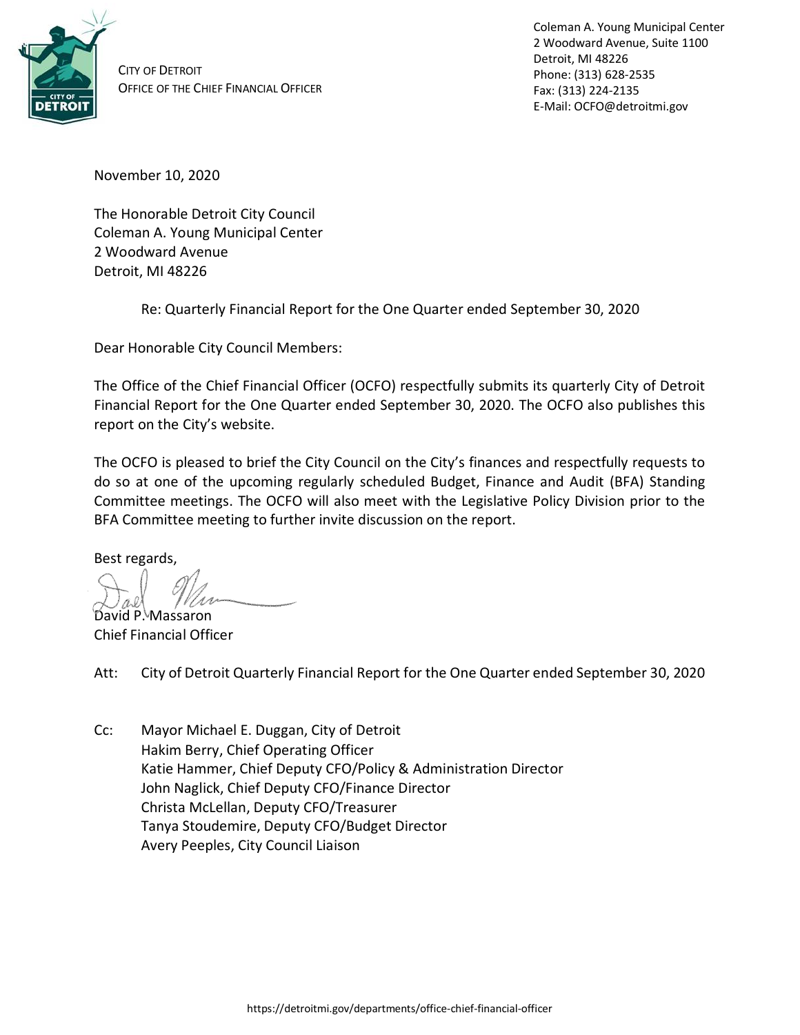CITY OF DETROIT
OFFICE OF THE CHIEF FINANCIAL OFFICER

Coleman A. Young Municipal Center
2 Woodward Avenue, Suite 1100
Detroit, MI 48226
Phone: (313) 628-2535
Fax: (313) 224-2135
E-Mail: OCFO@detroitmi.gov

November 10, 2020

The Honorable Detroit City Council
Coleman A. Young Municipal Center
2 Woodward Avenue
Detroit, MI 48226

Re: Quarterly Financial Report for the One Quarter ended September 30, 2020

Dear Honorable City Council Members:

The Office of the Chief Financial Officer (OCFO) respectfully submits its quarterly City of Detroit Financial Report for the One Quarter ended September 30, 2020. The OCFO also publishes this report on the City's website.

The OCFO is pleased to brief the City Council on the City's finances and respectfully requests to do so at one of the upcoming regularly scheduled Budget, Finance and Audit (BFA) Standing Committee meetings. The OCFO will also meet with the Legislative Policy Division prior to the BFA Committee meeting to further invite discussion on the report.

Best regards,

David P. Massaron
Chief Financial Officer

Att: City of Detroit Quarterly Financial Report for the One Quarter ended September 30, 2020

Cc: Mayor Michael E. Duggan, City of Detroit
Hakim Berry, Chief Operating Officer
Katie Hammer, Chief Deputy CFO/Policy & Administration Director
John Naglick, Chief Deputy CFO/Finance Director
Christa McLellan, Deputy CFO/Treasurer
Tanya Stoudemire, Deputy CFO/Budget Director
Avery Peeples, City Council Liaison

https://detroitmi.gov/departments/office-chief-financial-officer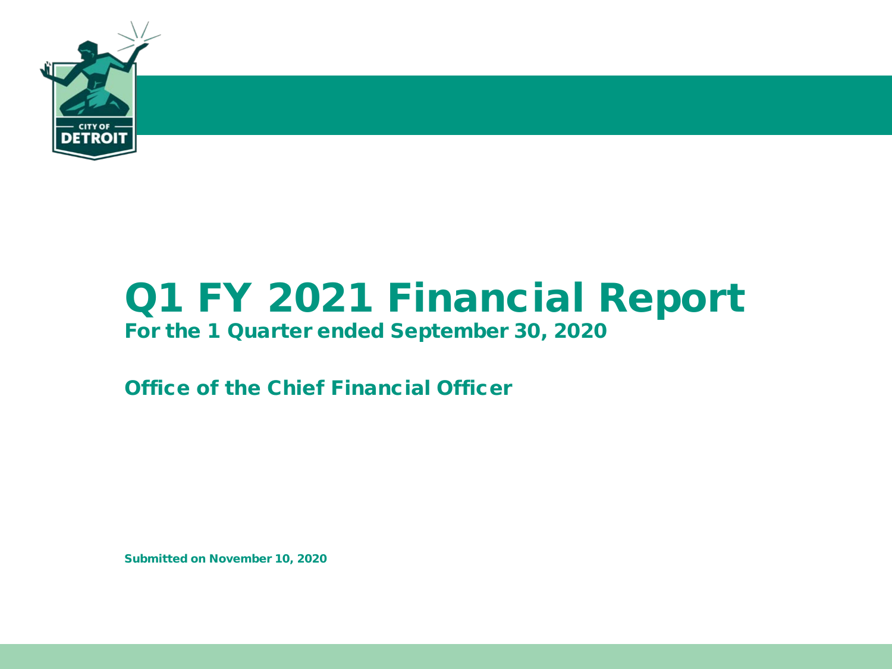# Q1 FY 2021 Financial Report

**For the 1 Quarter ended September 30, 2020**

**Office of the Chief Financial Officer**

**Submitted on November 10, 2020**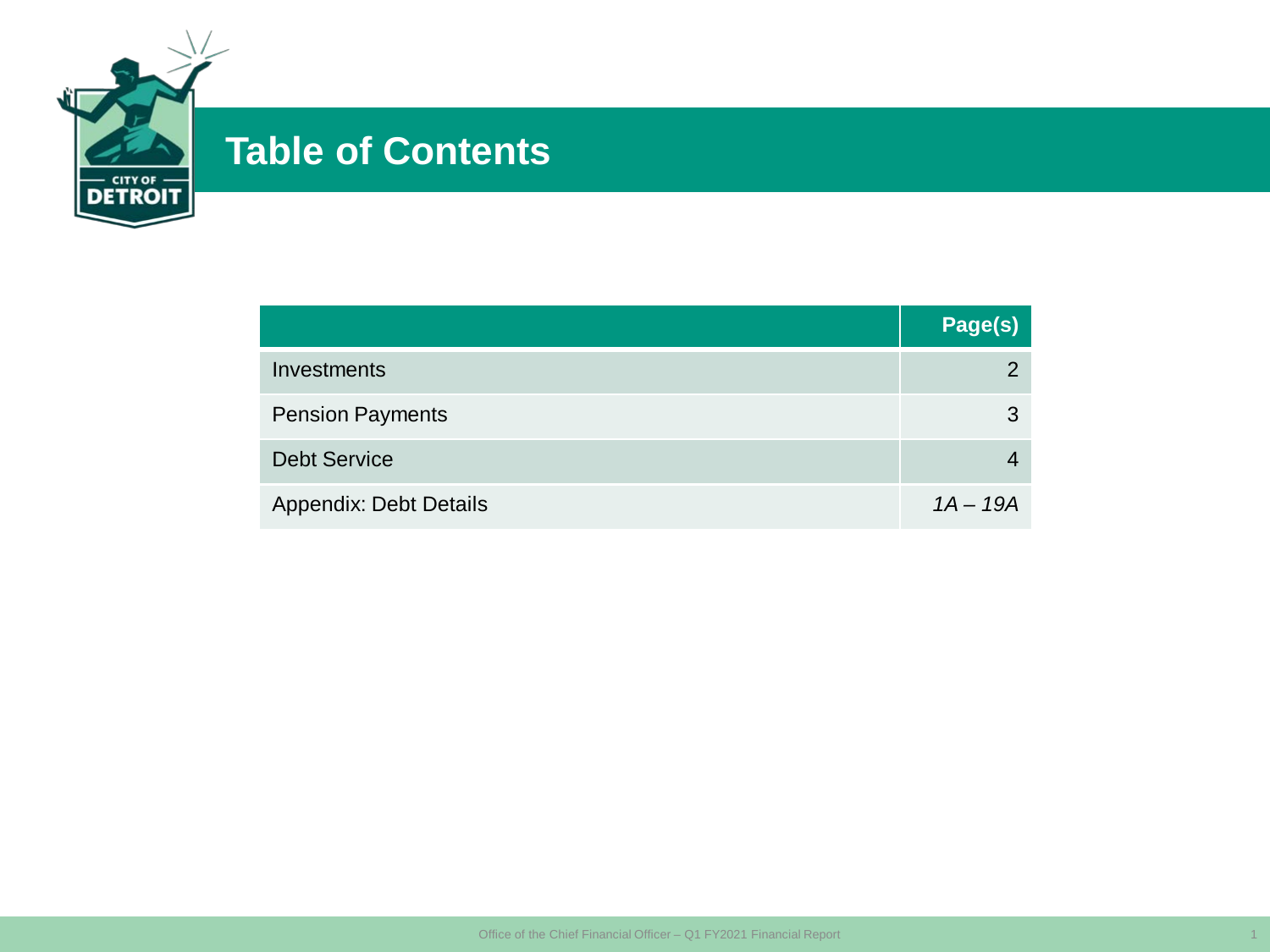# Table of Contents

| | Page(s) |
|---|---|
| Investments | 2 |
| Pension Payments | 3 |
| Debt Service | 4 |
| Appendix: Debt Details | *1A – 19A* |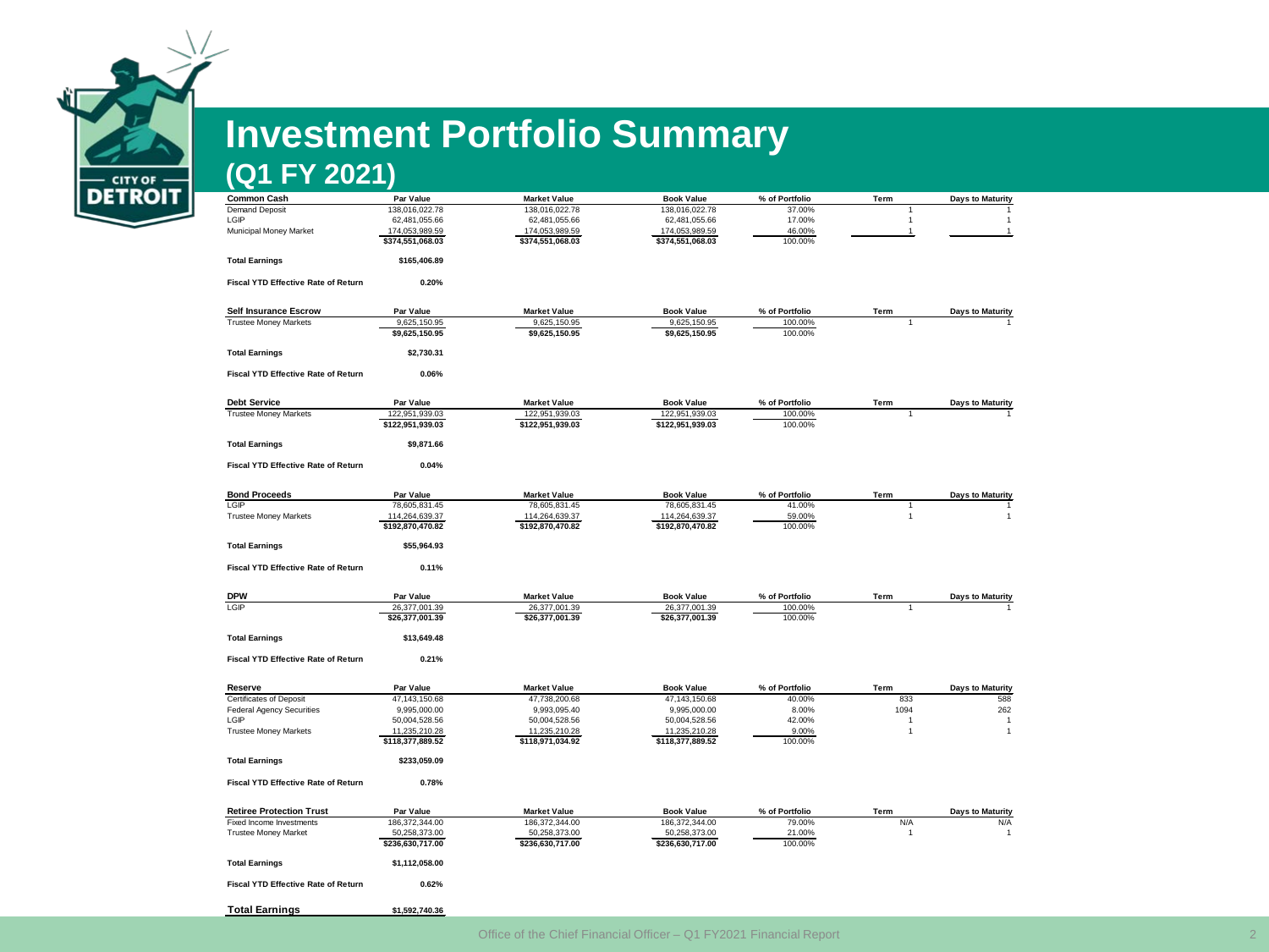# Investment Portfolio Summary
## (Q1 FY 2021)

| Common Cash | Par Value | Market Value | Book Value | % of Portfolio | Term | Days to Maturity |
|---|---|---|---|---|---|---|
| Demand Deposit | 138,016,022.78 | 138,016,022.78 | 138,016,022.78 | 37.00% | 1 | 1 |
| LGIP | 62,481,055.66 | 62,481,055.66 | 62,481,055.66 | 17.00% | 1 | 1 |
| Municipal Money Market | 174,053,989.59 | 174,053,989.59 | 174,053,989.59 | 46.00% | 1 | 1 |
| | $374,551,068.03 | $374,551,068.03 | $374,551,068.03 | 100.00% | | |

**Total Earnings** $165,406.89

**Fiscal YTD Effective Rate of Return** 0.20%

| Self Insurance Escrow | Par Value | Market Value | Book Value | % of Portfolio | Term | Days to Maturity |
|---|---|---|---|---|---|---|
| Trustee Money Markets | 9,625,150.95 | 9,625,150.95 | 9,625,150.95 | 100.00% | 1 | 1 |
| | $9,625,150.95 | $9,625,150.95 | $9,625,150.95 | 100.00% | | |

**Total Earnings** $2,730.31

**Fiscal YTD Effective Rate of Return** 0.06%

| Debt Service | Par Value | Market Value | Book Value | % of Portfolio | Term | Days to Maturity |
|---|---|---|---|---|---|---|
| Trustee Money Markets | 122,951,939.03 | 122,951,939.03 | 122,951,939.03 | 100.00% | 1 | 1 |
| | $122,951,939.03 | $122,951,939.03 | $122,951,939.03 | 100.00% | | |

**Total Earnings** $9,871.66

**Fiscal YTD Effective Rate of Return** 0.04%

| Bond Proceeds | Par Value | Market Value | Book Value | % of Portfolio | Term | Days to Maturity |
|---|---|---|---|---|---|---|
| LGIP | 78,605,831.45 | 78,605,831.45 | 78,605,831.45 | 41.00% | 1 | 1 |
| Trustee Money Markets | 114,264,639.37 | 114,264,639.37 | 114,264,639.37 | 59.00% | 1 | 1 |
| | $192,870,470.82 | $192,870,470.82 | $192,870,470.82 | 100.00% | | |

**Total Earnings** $55,964.93

**Fiscal YTD Effective Rate of Return** 0.11%

| DPW | Par Value | Market Value | Book Value | % of Portfolio | Term | Days to Maturity |
|---|---|---|---|---|---|---|
| LGIP | 26,377,001.39 | 26,377,001.39 | 26,377,001.39 | 100.00% | 1 | 1 |
| | $26,377,001.39 | $26,377,001.39 | $26,377,001.39 | 100.00% | | |

**Total Earnings** $13,649.48

**Fiscal YTD Effective Rate of Return** 0.21%

| Reserve | Par Value | Market Value | Book Value | % of Portfolio | Term | Days to Maturity |
|---|---|---|---|---|---|---|
| Certificates of Deposit | 47,143,150.68 | 47,738,200.68 | 47,143,150.68 | 40.00% | 833 | 588 |
| Federal Agency Securities | 9,995,000.00 | 9,993,095.40 | 9,995,000.00 | 8.00% | 1094 | 262 |
| LGIP | 50,004,528.56 | 50,004,528.56 | 50,004,528.56 | 42.00% | 1 | 1 |
| Trustee Money Markets | 11,235,210.28 | 11,235,210.28 | 11,235,210.28 | 9.00% | 1 | 1 |
| | $118,377,889.52 | $118,971,034.92 | $118,377,889.52 | 100.00% | | |

**Total Earnings** $233,059.09

**Fiscal YTD Effective Rate of Return** 0.78%

| Retiree Protection Trust | Par Value | Market Value | Book Value | % of Portfolio | Term | Days to Maturity |
|---|---|---|---|---|---|---|
| Fixed Income Investments | 186,372,344.00 | 186,372,344.00 | 186,372,344.00 | 79.00% | N/A | N/A |
| Trustee Money Market | 50,258,373.00 | 50,258,373.00 | 50,258,373.00 | 21.00% | 1 | 1 |
| | $236,630,717.00 | $236,630,717.00 | $236,630,717.00 | 100.00% | | |

**Total Earnings** $1,112,058.00

**Fiscal YTD Effective Rate of Return** 0.62%

**Total Earnings** $1,592,740.36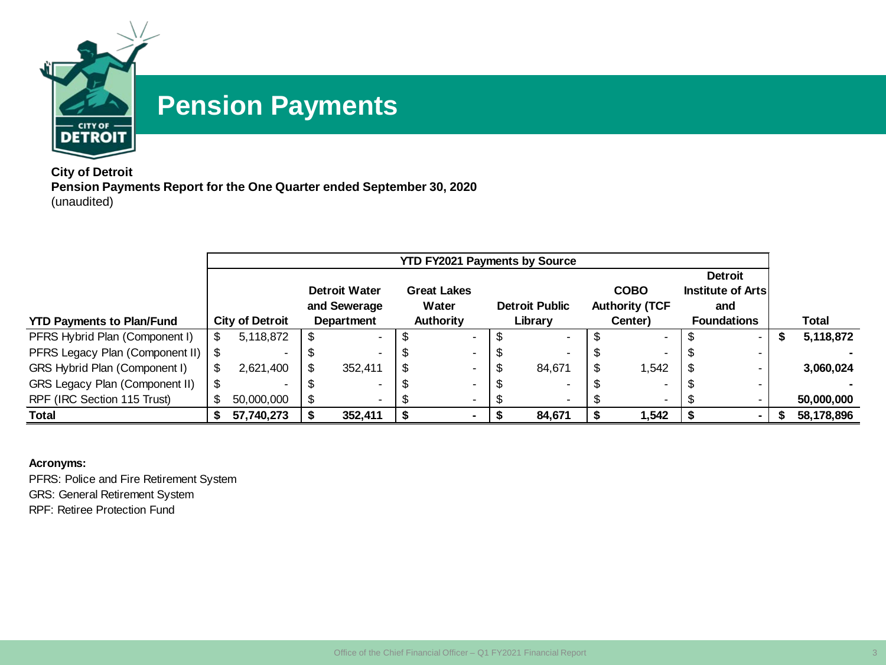# Pension Payments

**City of Detroit**
**Pension Payments Report for the One Quarter ended September 30, 2020**
(unaudited)

| | YTD FY2021 Payments by Source | | | | | | |
|---|---|---|---|---|---|---|---|
| **YTD Payments to Plan/Fund** | **City of Detroit** | **Detroit Water and Sewerage Department** | **Great Lakes Water Authority** | **Detroit Public Library** | **COBO Authority (TCF Center)** | **Detroit Institute of Arts and Foundations** | **Total** |
| PFRS Hybrid Plan (Component I) | $ 5,118,872 | $ - | $ - | $ - | $ - | $ - | **$ 5,118,872** |
| PFRS Legacy Plan (Component II) | $ - | $ - | $ - | $ - | $ - | $ - | **-** |
| GRS Hybrid Plan (Component I) | $ 2,621,400 | $ 352,411 | $ - | $ 84,671 | $ 1,542 | $ - | **3,060,024** |
| GRS Legacy Plan (Component II) | $ - | $ - | $ - | $ - | $ - | $ - | **-** |
| RPF (IRC Section 115 Trust) | $ 50,000,000 | $ - | $ - | $ - | $ - | $ - | **50,000,000** |
| **Total** | **$ 57,740,273** | **$ 352,411** | **$ -** | **$ 84,671** | **$ 1,542** | **$ -** | **$ 58,178,896** |

**Acronyms:**

PFRS: Police and Fire Retirement System
GRS: General Retirement System
RPF: Retiree Protection Fund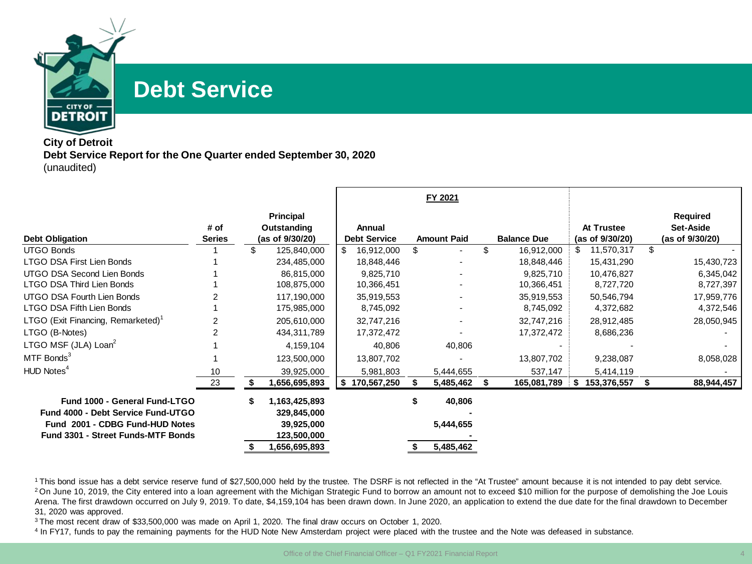# Debt Service

**City of Detroit**
**Debt Service Report for the One Quarter ended September 30, 2020**
(unaudited)

| Debt Obligation | # of Series | Principal Outstanding (as of 9/30/20) | FY 2021 Annual Debt Service | FY 2021 Amount Paid | FY 2021 Balance Due | At Trustee (as of 9/30/20) | Required Set-Aside (as of 9/30/20) |
|---|---|---|---|---|---|---|---|
| UTGO Bonds | 1 | $ 125,840,000 | $ 16,912,000 | $ - | $ 16,912,000 | $ 11,570,317 | $ - |
| LTGO DSA First Lien Bonds | 1 | 234,485,000 | 18,848,446 | - | 18,848,446 | 15,431,290 | 15,430,723 |
| UTGO DSA Second Lien Bonds | 1 | 86,815,000 | 9,825,710 | - | 9,825,710 | 10,476,827 | 6,345,042 |
| LTGO DSA Third Lien Bonds | 1 | 108,875,000 | 10,366,451 | - | 10,366,451 | 8,727,720 | 8,727,397 |
| UTGO DSA Fourth Lien Bonds | 2 | 117,190,000 | 35,919,553 | - | 35,919,553 | 50,546,794 | 17,959,776 |
| LTGO DSA Fifth Lien Bonds | 1 | 175,985,000 | 8,745,092 | - | 8,745,092 | 4,372,682 | 4,372,546 |
| LTGO (Exit Financing, Remarketed)[1] | 2 | 205,610,000 | 32,747,216 | - | 32,747,216 | 28,912,485 | 28,050,945 |
| LTGO (B-Notes) | 2 | 434,311,789 | 17,372,472 | - | 17,372,472 | 8,686,236 | - |
| LTGO MSF (JLA) Loan[2] | 1 | 4,159,104 | 40,806 | 40,806 | - | - | - |
| MTF Bonds[3] | 1 | 123,500,000 | 13,807,702 | - | 13,807,702 | 9,238,087 | 8,058,028 |
| HUD Notes[4] | 10 | 39,925,000 | 5,981,803 | 5,444,655 | 537,147 | 5,414,119 | - |
| | **23** | **$ 1,656,695,893** | **$ 170,567,250** | **$ 5,485,462** | **$ 165,081,789** | **$ 153,376,557** | **$ 88,944,457** |

| Fund | Principal Outstanding (as of 9/30/20) | Amount Paid |
|---|---|---|
| **Fund 1000 - General Fund-LTGO** | **$ 1,163,425,893** | **$ 40,806** |
| **Fund 4000 - Debt Service Fund-UTGO** | **329,845,000** | **-** |
| **Fund 2001 - CDBG Fund-HUD Notes** | **39,925,000** | **5,444,655** |
| **Fund 3301 - Street Funds-MTF Bonds** | **123,500,000** | **-** |
| | **$ 1,656,695,893** | **$ 5,485,462** |

[1] This bond issue has a debt service reserve fund of $27,500,000 held by the trustee. The DSRF is not reflected in the "At Trustee" amount because it is not intended to pay debt service.
[2] On June 10, 2019, the City entered into a loan agreement with the Michigan Strategic Fund to borrow an amount not to exceed $10 million for the purpose of demolishing the Joe Louis Arena. The first drawdown occurred on July 9, 2019. To date, $4,159,104 has been drawn down. In June 2020, an application to extend the due date for the final drawdown to December 31, 2020 was approved.
[3] The most recent draw of $33,500,000 was made on April 1, 2020. The final draw occurs on October 1, 2020.
[4] In FY17, funds to pay the remaining payments for the HUD Note New Amsterdam project were placed with the trustee and the Note was defeased in substance.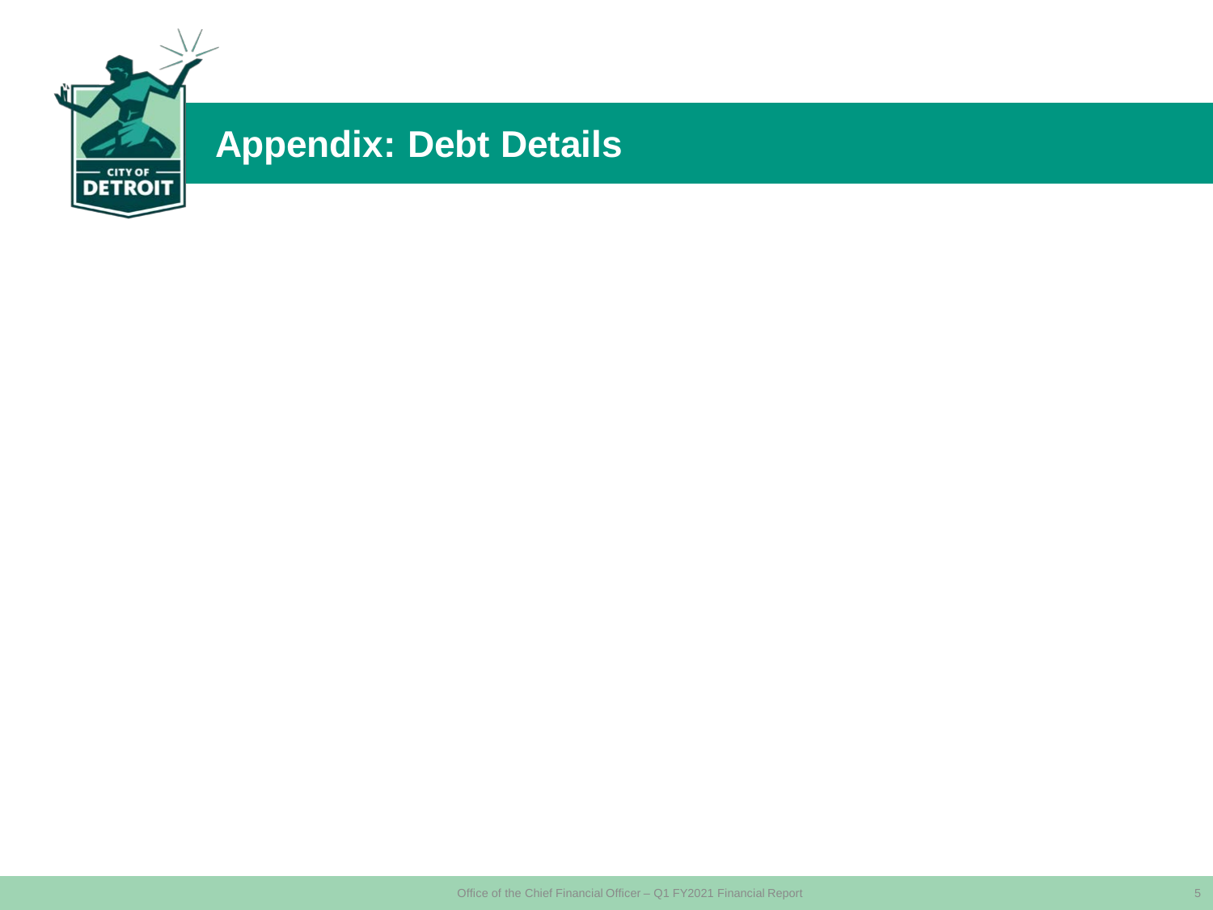# Appendix: Debt Details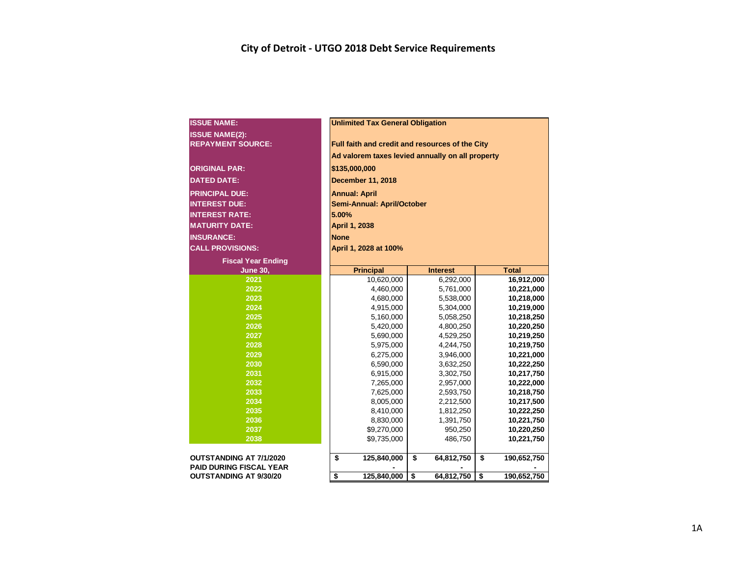# City of Detroit - UTGO 2018 Debt Service Requirements

| | |
|---|---|
| **ISSUE NAME:** | **Unlimited Tax General Obligation** |
| **ISSUE NAME(2):** | |
| **REPAYMENT SOURCE:** | **Full faith and credit and resources of the City** |
| | **Ad valorem taxes levied annually on all property** |
| **ORIGINAL PAR:** | **$135,000,000** |
| **DATED DATE:** | **December 11, 2018** |
| **PRINCIPAL DUE:** | **Annual: April** |
| **INTEREST DUE:** | **Semi-Annual: April/October** |
| **INTEREST RATE:** | **5.00%** |
| **MATURITY DATE:** | **April 1, 2038** |
| **INSURANCE:** | **None** |
| **CALL PROVISIONS:** | **April 1, 2028 at 100%** |

| Fiscal Year Ending June 30, | Principal | Interest | Total |
|---|---|---|---|
| 2021 | 10,620,000 | 6,292,000 | **16,912,000** |
| 2022 | 4,460,000 | 5,761,000 | **10,221,000** |
| 2023 | 4,680,000 | 5,538,000 | **10,218,000** |
| 2024 | 4,915,000 | 5,304,000 | **10,219,000** |
| 2025 | 5,160,000 | 5,058,250 | **10,218,250** |
| 2026 | 5,420,000 | 4,800,250 | **10,220,250** |
| 2027 | 5,690,000 | 4,529,250 | **10,219,250** |
| 2028 | 5,975,000 | 4,244,750 | **10,219,750** |
| 2029 | 6,275,000 | 3,946,000 | **10,221,000** |
| 2030 | 6,590,000 | 3,632,250 | **10,222,250** |
| 2031 | 6,915,000 | 3,302,750 | **10,217,750** |
| 2032 | 7,265,000 | 2,957,000 | **10,222,000** |
| 2033 | 7,625,000 | 2,593,750 | **10,218,750** |
| 2034 | 8,005,000 | 2,212,500 | **10,217,500** |
| 2035 | 8,410,000 | 1,812,250 | **10,222,250** |
| 2036 | 8,830,000 | 1,391,750 | **10,221,750** |
| 2037 | $9,270,000 | 950,250 | **10,220,250** |
| 2038 | $9,735,000 | 486,750 | **10,221,750** |
| **OUTSTANDING AT 7/1/2020** | **$ 125,840,000** | **$ 64,812,750** | **$ 190,652,750** |
| **PAID DURING FISCAL YEAR** | **-** | **-** | **-** |
| **OUTSTANDING AT 9/30/20** | **$ 125,840,000** | **$ 64,812,750** | **$ 190,652,750** |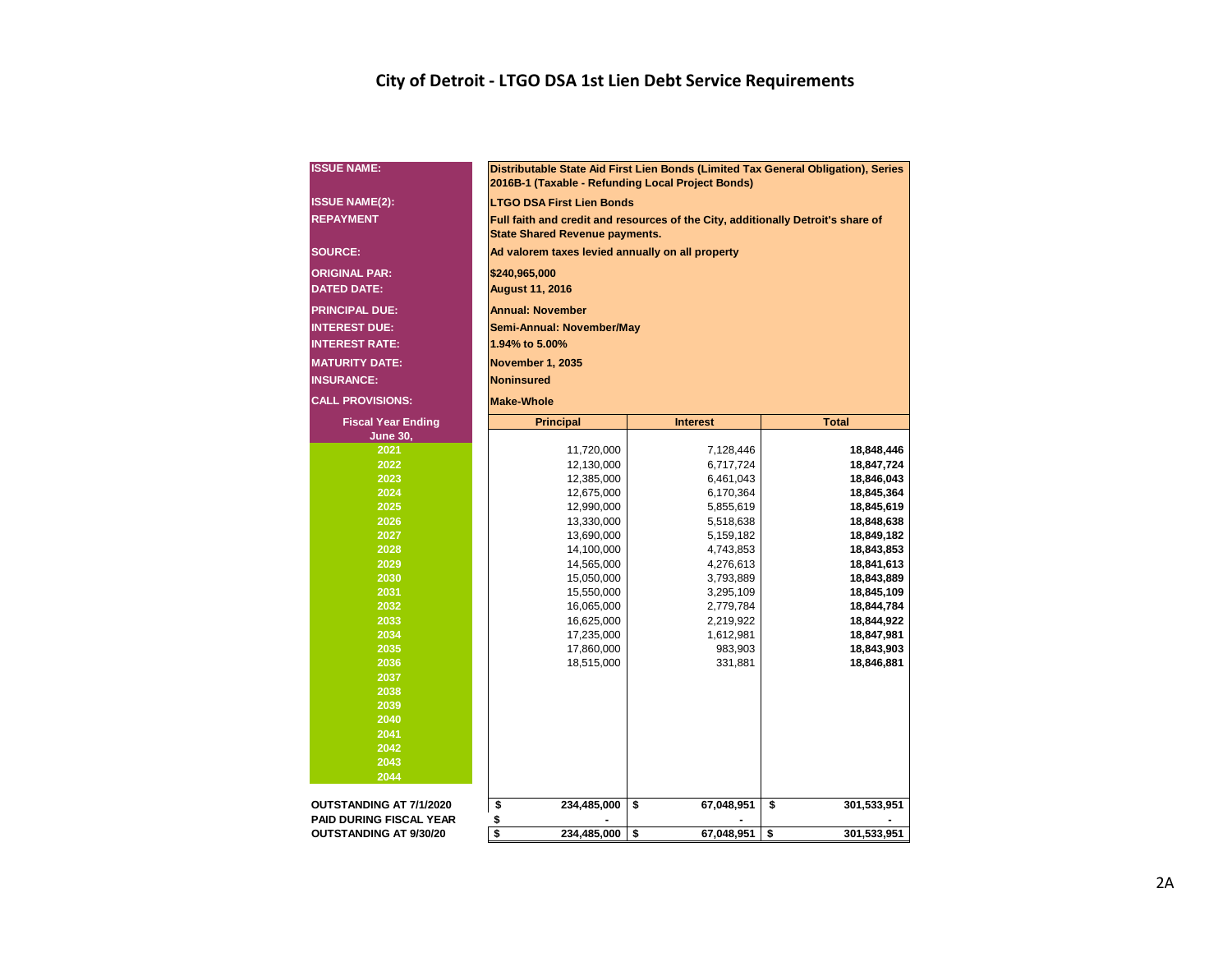# City of Detroit - LTGO DSA 1st Lien Debt Service Requirements

| | |
|---|---|
| **ISSUE NAME:** | **Distributable State Aid First Lien Bonds (Limited Tax General Obligation), Series 2016B-1 (Taxable - Refunding Local Project Bonds)** |
| **ISSUE NAME(2):** | **LTGO DSA First Lien Bonds** |
| **REPAYMENT** | **Full faith and credit and resources of the City, additionally Detroit's share of State Shared Revenue payments.** |
| **SOURCE:** | **Ad valorem taxes levied annually on all property** |
| **ORIGINAL PAR:** | **$240,965,000** |
| **DATED DATE:** | **August 11, 2016** |
| **PRINCIPAL DUE:** | **Annual: November** |
| **INTEREST DUE:** | **Semi-Annual: November/May** |
| **INTEREST RATE:** | **1.94% to 5.00%** |
| **MATURITY DATE:** | **November 1, 2035** |
| **INSURANCE:** | **Noninsured** |
| **CALL PROVISIONS:** | **Make-Whole** |

| Fiscal Year Ending June 30, | Principal | Interest | Total |
|---|---|---|---|
| 2021 | 11,720,000 | 7,128,446 | **18,848,446** |
| 2022 | 12,130,000 | 6,717,724 | **18,847,724** |
| 2023 | 12,385,000 | 6,461,043 | **18,846,043** |
| 2024 | 12,675,000 | 6,170,364 | **18,845,364** |
| 2025 | 12,990,000 | 5,855,619 | **18,845,619** |
| 2026 | 13,330,000 | 5,518,638 | **18,848,638** |
| 2027 | 13,690,000 | 5,159,182 | **18,849,182** |
| 2028 | 14,100,000 | 4,743,853 | **18,843,853** |
| 2029 | 14,565,000 | 4,276,613 | **18,841,613** |
| 2030 | 15,050,000 | 3,793,889 | **18,843,889** |
| 2031 | 15,550,000 | 3,295,109 | **18,845,109** |
| 2032 | 16,065,000 | 2,779,784 | **18,844,784** |
| 2033 | 16,625,000 | 2,219,922 | **18,844,922** |
| 2034 | 17,235,000 | 1,612,981 | **18,847,981** |
| 2035 | 17,860,000 | 983,903 | **18,843,903** |
| 2036 | 18,515,000 | 331,881 | **18,846,881** |
| 2037 | | | |
| 2038 | | | |
| 2039 | | | |
| 2040 | | | |
| 2041 | | | |
| 2042 | | | |
| 2043 | | | |
| 2044 | | | |
| **OUTSTANDING AT 7/1/2020** | **$ 234,485,000** | **$ 67,048,951** | **$ 301,533,951** |
| **PAID DURING FISCAL YEAR** | **$ -** | **-** | **-** |
| **OUTSTANDING AT 9/30/20** | **$ 234,485,000** | **$ 67,048,951** | **$ 301,533,951** |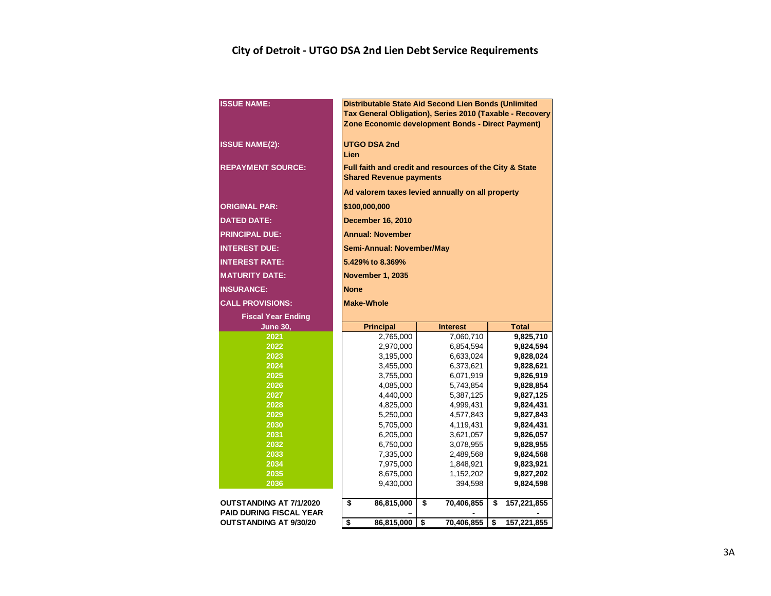# City of Detroit - UTGO DSA 2nd Lien Debt Service Requirements

| | |
|---|---|
| **ISSUE NAME:** | **Distributable State Aid Second Lien Bonds (Unlimited Tax General Obligation), Series 2010 (Taxable - Recovery Zone Economic development Bonds - Direct Payment)** |
| **ISSUE NAME(2):** | **UTGO DSA 2nd Lien** |
| **REPAYMENT SOURCE:** | **Full faith and credit and resources of the City & State Shared Revenue payments**<br>**Ad valorem taxes levied annually on all property** |
| **ORIGINAL PAR:** | **$100,000,000** |
| **DATED DATE:** | **December 16, 2010** |
| **PRINCIPAL DUE:** | **Annual: November** |
| **INTEREST DUE:** | **Semi-Annual: November/May** |
| **INTEREST RATE:** | **5.429% to 8.369%** |
| **MATURITY DATE:** | **November 1, 2035** |
| **INSURANCE:** | **None** |
| **CALL PROVISIONS:** | **Make-Whole** |

| Fiscal Year Ending June 30, | Principal | Interest | Total |
|---|---|---|---|
| 2021 | 2,765,000 | 7,060,710 | **9,825,710** |
| 2022 | 2,970,000 | 6,854,594 | **9,824,594** |
| 2023 | 3,195,000 | 6,633,024 | **9,828,024** |
| 2024 | 3,455,000 | 6,373,621 | **9,828,621** |
| 2025 | 3,755,000 | 6,071,919 | **9,826,919** |
| 2026 | 4,085,000 | 5,743,854 | **9,828,854** |
| 2027 | 4,440,000 | 5,387,125 | **9,827,125** |
| 2028 | 4,825,000 | 4,999,431 | **9,824,431** |
| 2029 | 5,250,000 | 4,577,843 | **9,827,843** |
| 2030 | 5,705,000 | 4,119,431 | **9,824,431** |
| 2031 | 6,205,000 | 3,621,057 | **9,826,057** |
| 2032 | 6,750,000 | 3,078,955 | **9,828,955** |
| 2033 | 7,335,000 | 2,489,568 | **9,824,568** |
| 2034 | 7,975,000 | 1,848,921 | **9,823,921** |
| 2035 | 8,675,000 | 1,152,202 | **9,827,202** |
| 2036 | 9,430,000 | 394,598 | **9,824,598** |
| **OUTSTANDING AT 7/1/2020** | **$ 86,815,000** | **$ 70,406,855** | **$ 157,221,855** |
| **PAID DURING FISCAL YEAR** | **–** | **-** | **-** |
| **OUTSTANDING AT 9/30/20** | **$ 86,815,000** | **$ 70,406,855** | **$ 157,221,855** |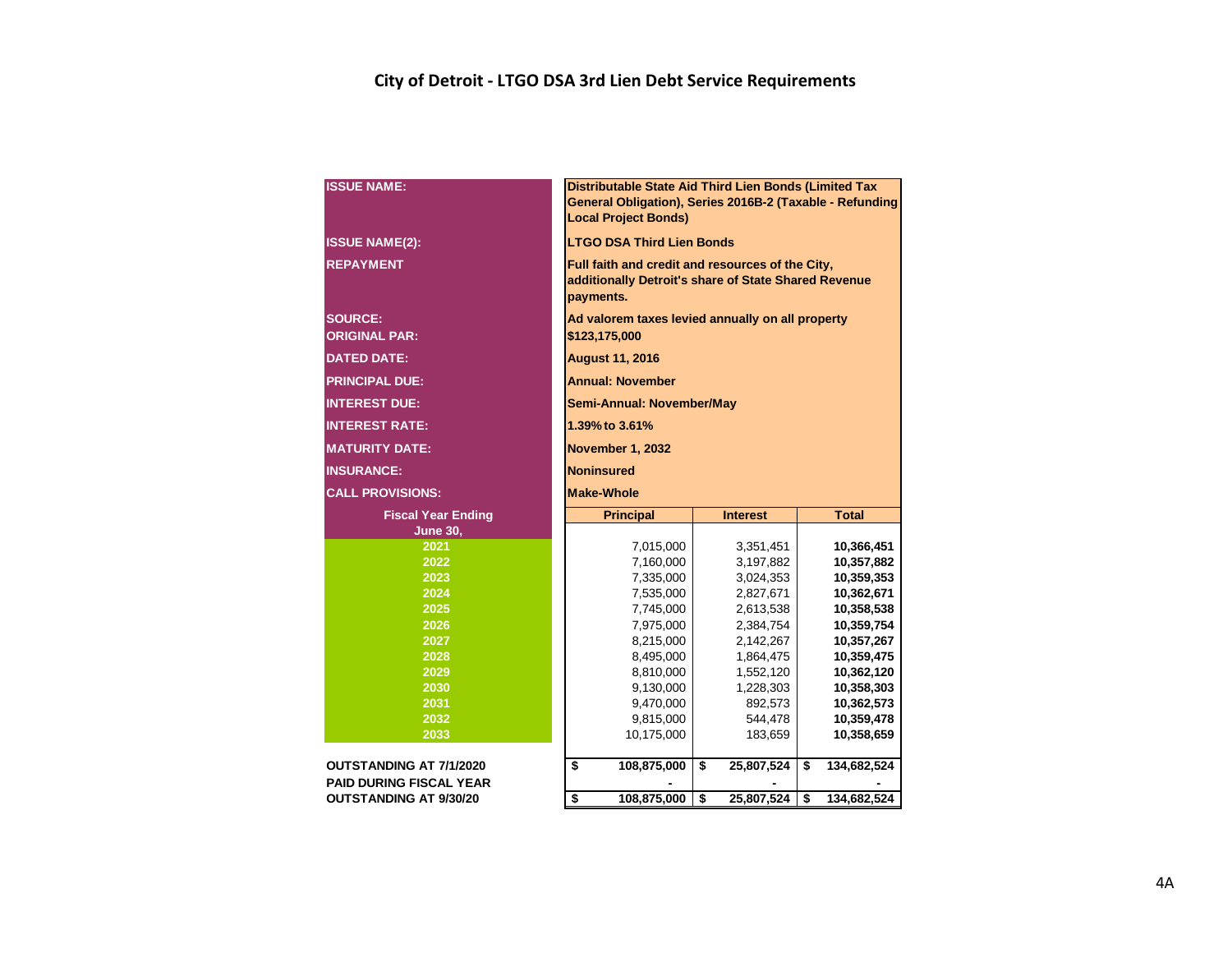# City of Detroit - LTGO DSA 3rd Lien Debt Service Requirements

| | |
|---|---|
| **ISSUE NAME:** | **Distributable State Aid Third Lien Bonds (Limited Tax General Obligation), Series 2016B-2 (Taxable - Refunding Local Project Bonds)** |
| **ISSUE NAME(2):** | **LTGO DSA Third Lien Bonds** |
| **REPAYMENT** | **Full faith and credit and resources of the City, additionally Detroit's share of State Shared Revenue payments.** |
| **SOURCE:** | **Ad valorem taxes levied annually on all property** |
| **ORIGINAL PAR:** | **$123,175,000** |
| **DATED DATE:** | **August 11, 2016** |
| **PRINCIPAL DUE:** | **Annual: November** |
| **INTEREST DUE:** | **Semi-Annual: November/May** |
| **INTEREST RATE:** | **1.39% to 3.61%** |
| **MATURITY DATE:** | **November 1, 2032** |
| **INSURANCE:** | **Noninsured** |
| **CALL PROVISIONS:** | **Make-Whole** |

| Fiscal Year Ending June 30, | Principal | Interest | Total |
|---|---|---|---|
| 2021 | 7,015,000 | 3,351,451 | **10,366,451** |
| 2022 | 7,160,000 | 3,197,882 | **10,357,882** |
| 2023 | 7,335,000 | 3,024,353 | **10,359,353** |
| 2024 | 7,535,000 | 2,827,671 | **10,362,671** |
| 2025 | 7,745,000 | 2,613,538 | **10,358,538** |
| 2026 | 7,975,000 | 2,384,754 | **10,359,754** |
| 2027 | 8,215,000 | 2,142,267 | **10,357,267** |
| 2028 | 8,495,000 | 1,864,475 | **10,359,475** |
| 2029 | 8,810,000 | 1,552,120 | **10,362,120** |
| 2030 | 9,130,000 | 1,228,303 | **10,358,303** |
| 2031 | 9,470,000 | 892,573 | **10,362,573** |
| 2032 | 9,815,000 | 544,478 | **10,359,478** |
| 2033 | 10,175,000 | 183,659 | **10,358,659** |
| **OUTSTANDING AT 7/1/2020** | **$ 108,875,000** | **$ 25,807,524** | **$ 134,682,524** |
| **PAID DURING FISCAL YEAR** | **-** | **-** | **-** |
| **OUTSTANDING AT 9/30/20** | **$ 108,875,000** | **$ 25,807,524** | **$ 134,682,524** |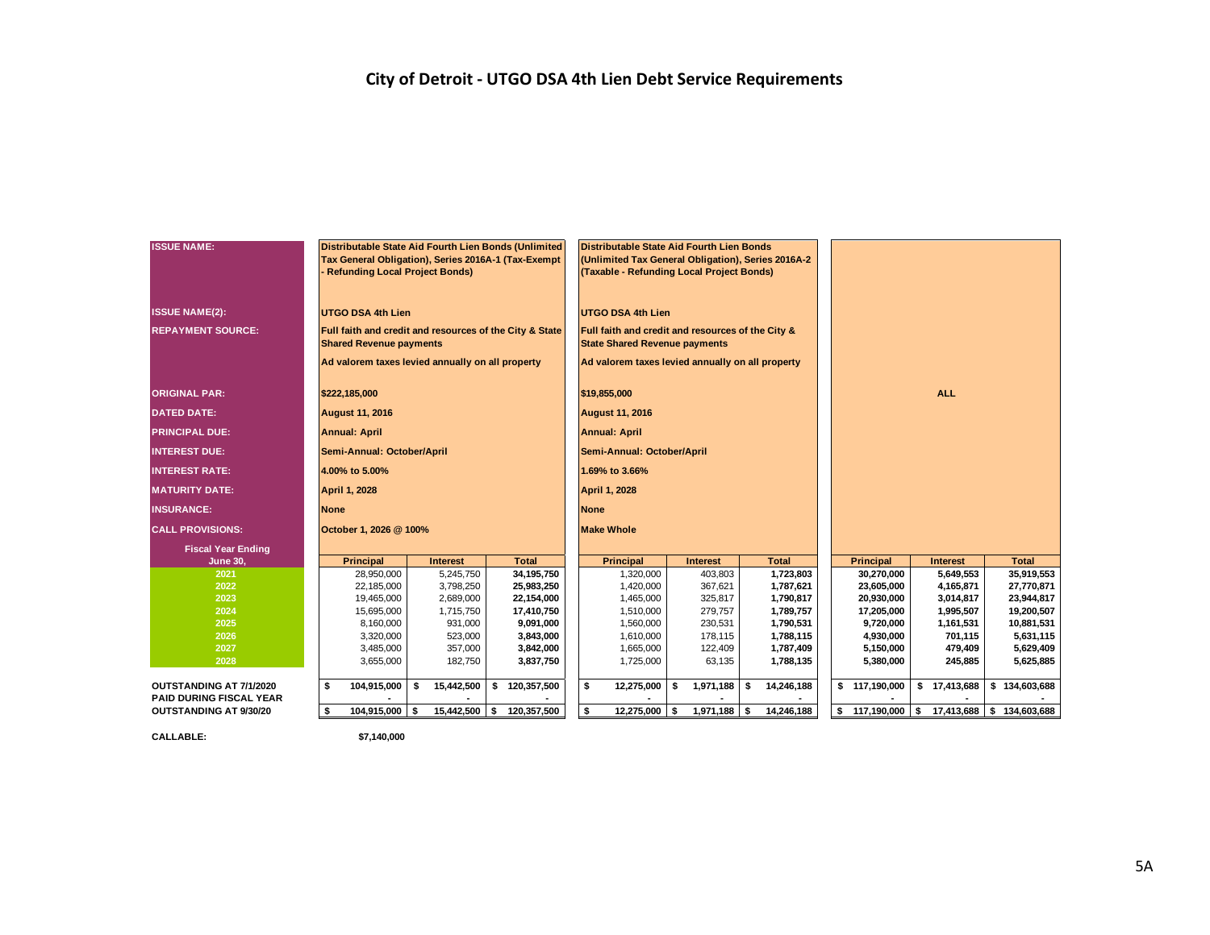# City of Detroit - UTGO DSA 4th Lien Debt Service Requirements

| ISSUE NAME: | Distributable State Aid Fourth Lien Bonds (Unlimited Tax General Obligation), Series 2016A-1 (Tax-Exempt - Refunding Local Project Bonds) | | | Distributable State Aid Fourth Lien Bonds (Unlimited Tax General Obligation), Series 2016A-2 (Taxable - Refunding Local Project Bonds) | | | | | |
|---|---|---|---|---|---|---|---|---|---|
| ISSUE NAME(2): | UTGO DSA 4th Lien | | | UTGO DSA 4th Lien | | | | | |
| REPAYMENT SOURCE: | Full faith and credit and resources of the City & State Shared Revenue payments; Ad valorem taxes levied annually on all property | | | Full faith and credit and resources of the City & State Shared Revenue payments; Ad valorem taxes levied annually on all property | | | | | |
| ORIGINAL PAR: | $222,185,000 | | | $19,855,000 | | | ALL | | |
| DATED DATE: | August 11, 2016 | | | August 11, 2016 | | | | | |
| PRINCIPAL DUE: | Annual: April | | | Annual: April | | | | | |
| INTEREST DUE: | Semi-Annual: October/April | | | Semi-Annual: October/April | | | | | |
| INTEREST RATE: | 4.00% to 5.00% | | | 1.69% to 3.66% | | | | | |
| MATURITY DATE: | April 1, 2028 | | | April 1, 2028 | | | | | |
| INSURANCE: | None | | | None | | | | | |
| CALL PROVISIONS: | October 1, 2026 @ 100% | | | Make Whole | | | | | |
| Fiscal Year Ending June 30, | Principal | Interest | Total | Principal | Interest | Total | Principal | Interest | Total |
| 2021 | 28,950,000 | 5,245,750 | 34,195,750 | 1,320,000 | 403,803 | 1,723,803 | 30,270,000 | 5,649,553 | 35,919,553 |
| 2022 | 22,185,000 | 3,798,250 | 25,983,250 | 1,420,000 | 367,621 | 1,787,621 | 23,605,000 | 4,165,871 | 27,770,871 |
| 2023 | 19,465,000 | 2,689,000 | 22,154,000 | 1,465,000 | 325,817 | 1,790,817 | 20,930,000 | 3,014,817 | 23,944,817 |
| 2024 | 15,695,000 | 1,715,750 | 17,410,750 | 1,510,000 | 279,757 | 1,789,757 | 17,205,000 | 1,995,507 | 19,200,507 |
| 2025 | 8,160,000 | 931,000 | 9,091,000 | 1,560,000 | 230,531 | 1,790,531 | 9,720,000 | 1,161,531 | 10,881,531 |
| 2026 | 3,320,000 | 523,000 | 3,843,000 | 1,610,000 | 178,115 | 1,788,115 | 4,930,000 | 701,115 | 5,631,115 |
| 2027 | 3,485,000 | 357,000 | 3,842,000 | 1,665,000 | 122,409 | 1,787,409 | 5,150,000 | 479,409 | 5,629,409 |
| 2028 | 3,655,000 | 182,750 | 3,837,750 | 1,725,000 | 63,135 | 1,788,135 | 5,380,000 | 245,885 | 5,625,885 |
| OUTSTANDING AT 7/1/2020 | $ 104,915,000 | $ 15,442,500 | $ 120,357,500 | $ 12,275,000 | $ 1,971,188 | $ 14,246,188 | $ 117,190,000 | $ 17,413,688 | $ 134,603,688 |
| PAID DURING FISCAL YEAR | - | - | - | - | - | - | - | - | - |
| OUTSTANDING AT 9/30/20 | $ 104,915,000 | $ 15,442,500 | $ 120,357,500 | $ 12,275,000 | $ 1,971,188 | $ 14,246,188 | $ 117,190,000 | $ 17,413,688 | $ 134,603,688 |

CALLABLE: $7,140,000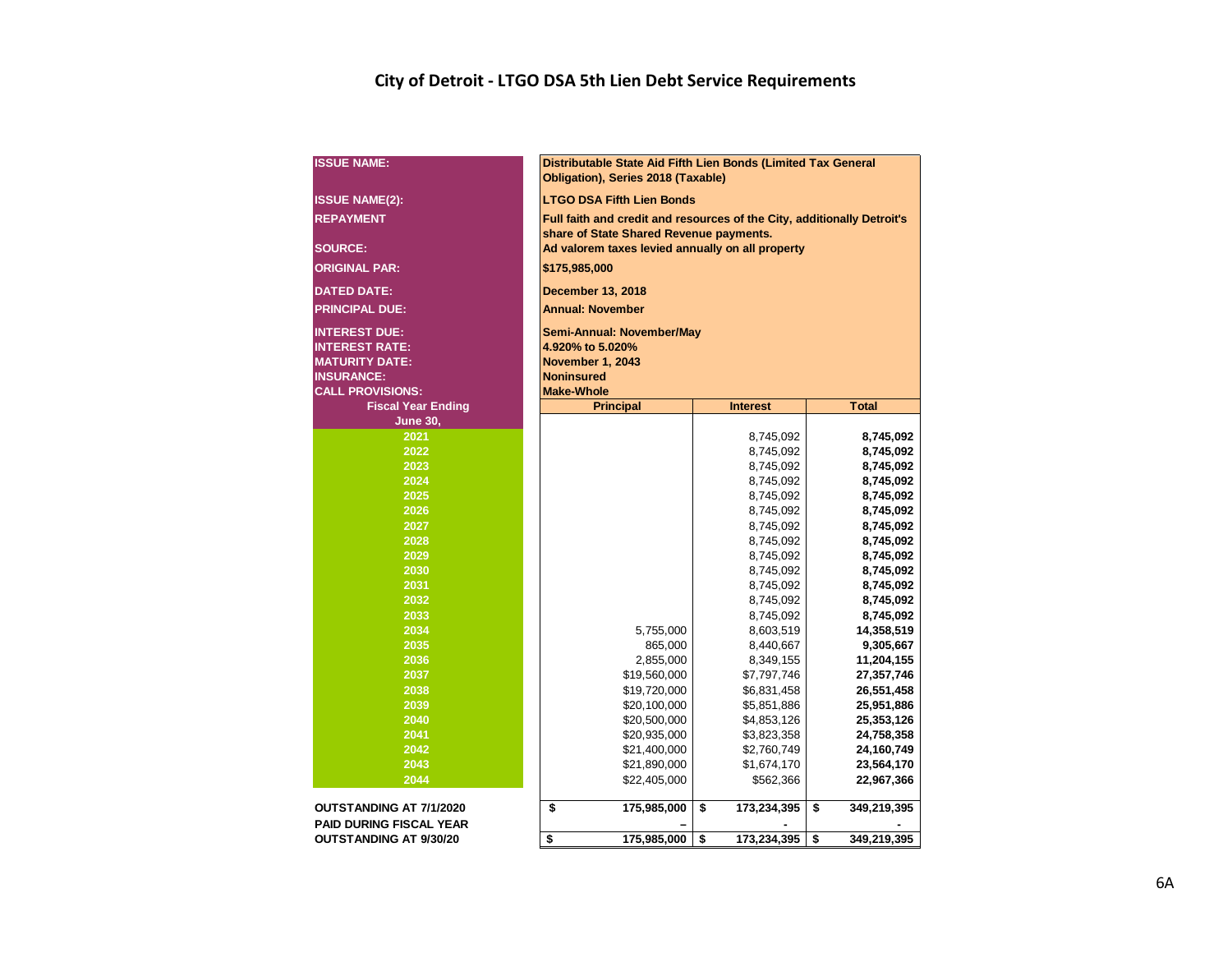# City of Detroit - LTGO DSA 5th Lien Debt Service Requirements

| | | | |
|---|---|---|---|
| **ISSUE NAME:** | **Distributable State Aid Fifth Lien Bonds (Limited Tax General Obligation), Series 2018 (Taxable)** | | |
| **ISSUE NAME(2):** | **LTGO DSA Fifth Lien Bonds** | | |
| **REPAYMENT** | **Full faith and credit and resources of the City, additionally Detroit's share of State Shared Revenue payments.** | | |
| **SOURCE:** | **Ad valorem taxes levied annually on all property** | | |
| **ORIGINAL PAR:** | **$175,985,000** | | |
| **DATED DATE:** | **December 13, 2018** | | |
| **PRINCIPAL DUE:** | **Annual: November** | | |
| **INTEREST DUE:** | **Semi-Annual: November/May** | | |
| **INTEREST RATE:** | **4.920% to 5.020%** | | |
| **MATURITY DATE:** | **November 1, 2043** | | |
| **INSURANCE:** | **Noninsured** | | |
| **CALL PROVISIONS:** | **Make-Whole** | | |
| **Fiscal Year Ending June 30,** | **Principal** | **Interest** | **Total** |
| 2021 | | 8,745,092 | **8,745,092** |
| 2022 | | 8,745,092 | **8,745,092** |
| 2023 | | 8,745,092 | **8,745,092** |
| 2024 | | 8,745,092 | **8,745,092** |
| 2025 | | 8,745,092 | **8,745,092** |
| 2026 | | 8,745,092 | **8,745,092** |
| 2027 | | 8,745,092 | **8,745,092** |
| 2028 | | 8,745,092 | **8,745,092** |
| 2029 | | 8,745,092 | **8,745,092** |
| 2030 | | 8,745,092 | **8,745,092** |
| 2031 | | 8,745,092 | **8,745,092** |
| 2032 | | 8,745,092 | **8,745,092** |
| 2033 | | 8,745,092 | **8,745,092** |
| 2034 | 5,755,000 | 8,603,519 | **14,358,519** |
| 2035 | 865,000 | 8,440,667 | **9,305,667** |
| 2036 | 2,855,000 | 8,349,155 | **11,204,155** |
| 2037 | $19,560,000 | $7,797,746 | **27,357,746** |
| 2038 | $19,720,000 | $6,831,458 | **26,551,458** |
| 2039 | $20,100,000 | $5,851,886 | **25,951,886** |
| 2040 | $20,500,000 | $4,853,126 | **25,353,126** |
| 2041 | $20,935,000 | $3,823,358 | **24,758,358** |
| 2042 | $21,400,000 | $2,760,749 | **24,160,749** |
| 2043 | $21,890,000 | $1,674,170 | **23,564,170** |
| 2044 | $22,405,000 | $562,366 | **22,967,366** |
| **OUTSTANDING AT 7/1/2020** | **$ 175,985,000** | **$ 173,234,395** | **$ 349,219,395** |
| **PAID DURING FISCAL YEAR** | **–** | **-** | **-** |
| **OUTSTANDING AT 9/30/20** | **$ 175,985,000** | **$ 173,234,395** | **$ 349,219,395** |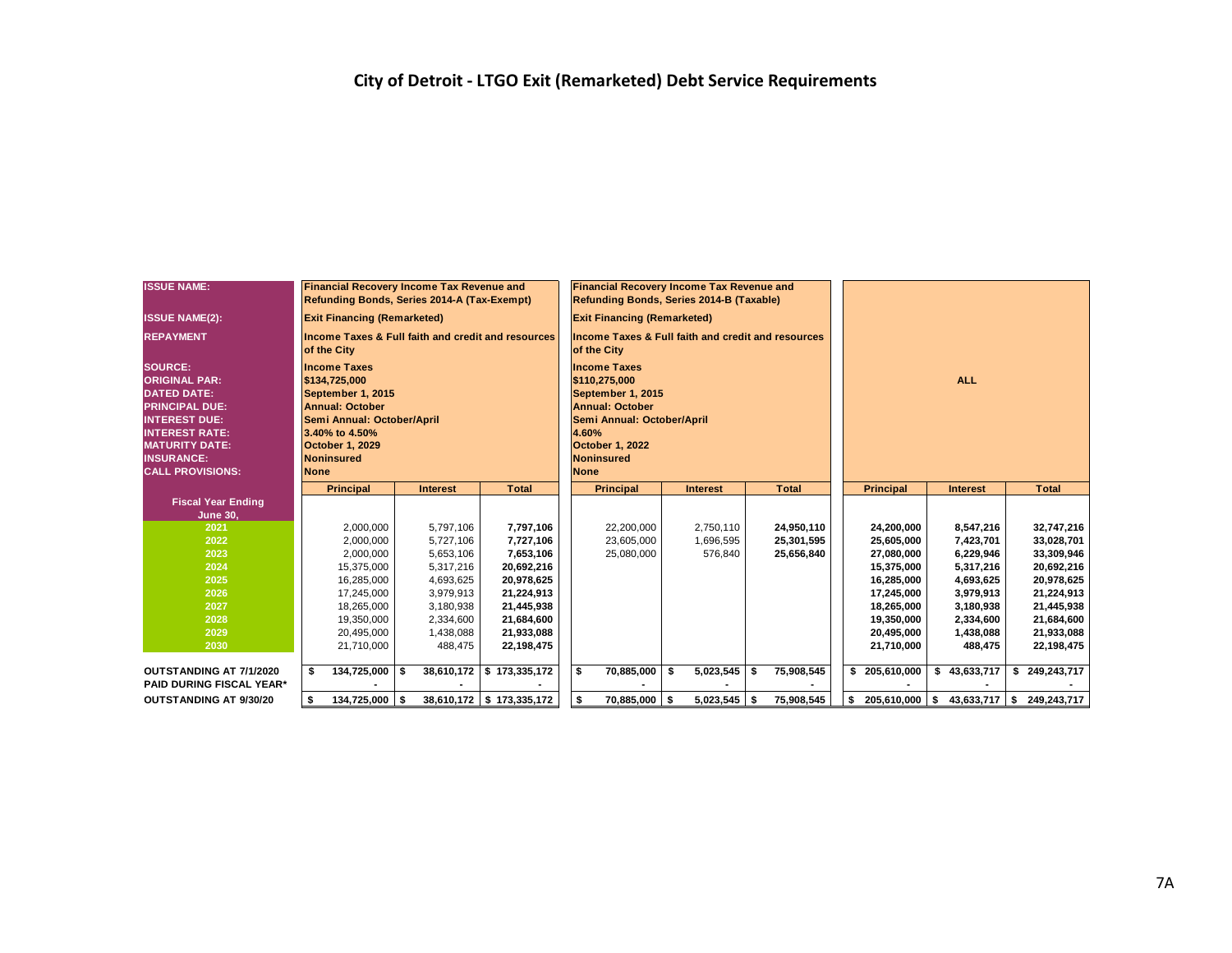# City of Detroit - LTGO Exit (Remarketed) Debt Service Requirements

| ISSUE NAME: | Financial Recovery Income Tax Revenue and Refunding Bonds, Series 2014-A (Tax-Exempt) | | | Financial Recovery Income Tax Revenue and Refunding Bonds, Series 2014-B (Taxable) | | | ALL | | |
|---|---|---|---|---|---|---|---|---|---|
| ISSUE NAME(2): | Exit Financing (Remarketed) | | | Exit Financing (Remarketed) | | | | | |
| REPAYMENT | Income Taxes & Full faith and credit and resources of the City | | | Income Taxes & Full faith and credit and resources of the City | | | | | |
| SOURCE: | Income Taxes | | | Income Taxes | | | | | |
| ORIGINAL PAR: | $134,725,000 | | | $110,275,000 | | | | | |
| DATED DATE: | September 1, 2015 | | | September 1, 2015 | | | | | |
| PRINCIPAL DUE: | Annual: October | | | Annual: October | | | | | |
| INTEREST DUE: | Semi Annual: October/April | | | Semi Annual: October/April | | | | | |
| INTEREST RATE: | 3.40% to 4.50% | | | 4.60% | | | | | |
| MATURITY DATE: | October 1, 2029 | | | October 1, 2022 | | | | | |
| INSURANCE: | Noninsured | | | Noninsured | | | | | |
| CALL PROVISIONS: | None | | | None | | | | | |
| **Fiscal Year Ending June 30,** | **Principal** | **Interest** | **Total** | **Principal** | **Interest** | **Total** | **Principal** | **Interest** | **Total** |
| 2021 | 2,000,000 | 5,797,106 | **7,797,106** | 22,200,000 | 2,750,110 | **24,950,110** | 24,200,000 | 8,547,216 | 32,747,216 |
| 2022 | 2,000,000 | 5,727,106 | **7,727,106** | 23,605,000 | 1,696,595 | **25,301,595** | 25,605,000 | 7,423,701 | 33,028,701 |
| 2023 | 2,000,000 | 5,653,106 | **7,653,106** | 25,080,000 | 576,840 | **25,656,840** | 27,080,000 | 6,229,946 | 33,309,946 |
| 2024 | 15,375,000 | 5,317,216 | **20,692,216** | | | | 15,375,000 | 5,317,216 | 20,692,216 |
| 2025 | 16,285,000 | 4,693,625 | **20,978,625** | | | | 16,285,000 | 4,693,625 | 20,978,625 |
| 2026 | 17,245,000 | 3,979,913 | **21,224,913** | | | | 17,245,000 | 3,979,913 | 21,224,913 |
| 2027 | 18,265,000 | 3,180,938 | **21,445,938** | | | | 18,265,000 | 3,180,938 | 21,445,938 |
| 2028 | 19,350,000 | 2,334,600 | **21,684,600** | | | | 19,350,000 | 2,334,600 | 21,684,600 |
| 2029 | 20,495,000 | 1,438,088 | **21,933,088** | | | | 20,495,000 | 1,438,088 | 21,933,088 |
| 2030 | 21,710,000 | 488,475 | **22,198,475** | | | | 21,710,000 | 488,475 | 22,198,475 |
| **OUTSTANDING AT 7/1/2020** | $ 134,725,000 | $ 38,610,172 | $ 173,335,172 | $ 70,885,000 | $ 5,023,545 | $ 75,908,545 | $ 205,610,000 | $ 43,633,717 | $ 249,243,717 |
| **PAID DURING FISCAL YEAR*** | - | - | - | - | - | - | - | - | - |
| **OUTSTANDING AT 9/30/20** | $ 134,725,000 | $ 38,610,172 | $ 173,335,172 | $ 70,885,000 | $ 5,023,545 | $ 75,908,545 | $ 205,610,000 | $ 43,633,717 | $ 249,243,717 |

7A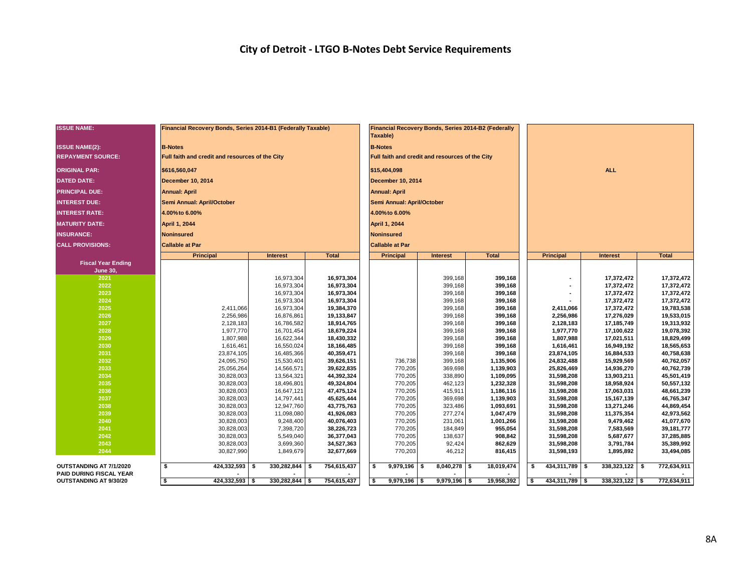# City of Detroit - LTGO B-Notes Debt Service Requirements

| ISSUE NAME: | Financial Recovery Bonds, Series 2014-B1 (Federally Taxable) | | | Financial Recovery Bonds, Series 2014-B2 (Federally Taxable) | | | | | |
|---|---|---|---|---|---|---|---|---|---|
| ISSUE NAME(2): | B-Notes | | | B-Notes | | | | | |
| REPAYMENT SOURCE: | Full faith and credit and resources of the City | | | Full faith and credit and resources of the City | | | | | |
| ORIGINAL PAR: | $616,560,047 | | | $15,404,098 | | | ALL | | |
| DATED DATE: | December 10, 2014 | | | December 10, 2014 | | | | | |
| PRINCIPAL DUE: | Annual: April | | | Annual: April | | | | | |
| INTEREST DUE: | Semi Annual: April/October | | | Semi Annual: April/October | | | | | |
| INTEREST RATE: | 4.00% to 6.00% | | | 4.00% to 6.00% | | | | | |
| MATURITY DATE: | April 1, 2044 | | | April 1, 2044 | | | | | |
| INSURANCE: | Noninsured | | | Noninsured | | | | | |
| CALL PROVISIONS: | Callable at Par | | | Callable at Par | | | | | |
| **Fiscal Year Ending June 30,** | **Principal** | **Interest** | **Total** | **Principal** | **Interest** | **Total** | **Principal** | **Interest** | **Total** |
| 2021 | | 16,973,304 | 16,973,304 | | 399,168 | 399,168 | - | 17,372,472 | 17,372,472 |
| 2022 | | 16,973,304 | 16,973,304 | | 399,168 | 399,168 | - | 17,372,472 | 17,372,472 |
| 2023 | | 16,973,304 | 16,973,304 | | 399,168 | 399,168 | - | 17,372,472 | 17,372,472 |
| 2024 | | 16,973,304 | 16,973,304 | | 399,168 | 399,168 | - | 17,372,472 | 17,372,472 |
| 2025 | 2,411,066 | 16,973,304 | 19,384,370 | | 399,168 | 399,168 | 2,411,066 | 17,372,472 | 19,783,538 |
| 2026 | 2,256,986 | 16,876,861 | 19,133,847 | | 399,168 | 399,168 | 2,256,986 | 17,276,029 | 19,533,015 |
| 2027 | 2,128,183 | 16,786,582 | 18,914,765 | | 399,168 | 399,168 | 2,128,183 | 17,185,749 | 19,313,932 |
| 2028 | 1,977,770 | 16,701,454 | 18,679,224 | | 399,168 | 399,168 | 1,977,770 | 17,100,622 | 19,078,392 |
| 2029 | 1,807,988 | 16,622,344 | 18,430,332 | | 399,168 | 399,168 | 1,807,988 | 17,021,511 | 18,829,499 |
| 2030 | 1,616,461 | 16,550,024 | 18,166,485 | | 399,168 | 399,168 | 1,616,461 | 16,949,192 | 18,565,653 |
| 2031 | 23,874,105 | 16,485,366 | 40,359,471 | | 399,168 | 399,168 | 23,874,105 | 16,884,533 | 40,758,638 |
| 2032 | 24,095,750 | 15,530,401 | 39,626,151 | 736,738 | 399,168 | 1,135,906 | 24,832,488 | 15,929,569 | 40,762,057 |
| 2033 | 25,056,264 | 14,566,571 | 39,622,835 | 770,205 | 369,698 | 1,139,903 | 25,826,469 | 14,936,270 | 40,762,739 |
| 2034 | 30,828,003 | 13,564,321 | 44,392,324 | 770,205 | 338,890 | 1,109,095 | 31,598,208 | 13,903,211 | 45,501,419 |
| 2035 | 30,828,003 | 18,496,801 | 49,324,804 | 770,205 | 462,123 | 1,232,328 | 31,598,208 | 18,958,924 | 50,557,132 |
| 2036 | 30,828,003 | 16,647,121 | 47,475,124 | 770,205 | 415,911 | 1,186,116 | 31,598,208 | 17,063,031 | 48,661,239 |
| 2037 | 30,828,003 | 14,797,441 | 45,625,444 | 770,205 | 369,698 | 1,139,903 | 31,598,208 | 15,167,139 | 46,765,347 |
| 2038 | 30,828,003 | 12,947,760 | 43,775,763 | 770,205 | 323,486 | 1,093,691 | 31,598,208 | 13,271,246 | 44,869,454 |
| 2039 | 30,828,003 | 11,098,080 | 41,926,083 | 770,205 | 277,274 | 1,047,479 | 31,598,208 | 11,375,354 | 42,973,562 |
| 2040 | 30,828,003 | 9,248,400 | 40,076,403 | 770,205 | 231,061 | 1,001,266 | 31,598,208 | 9,479,462 | 41,077,670 |
| 2041 | 30,828,003 | 7,398,720 | 38,226,723 | 770,205 | 184,849 | 955,054 | 31,598,208 | 7,583,569 | 39,181,777 |
| 2042 | 30,828,003 | 5,549,040 | 36,377,043 | 770,205 | 138,637 | 908,842 | 31,598,208 | 5,687,677 | 37,285,885 |
| 2043 | 30,828,003 | 3,699,360 | 34,527,363 | 770,205 | 92,424 | 862,629 | 31,598,208 | 3,791,784 | 35,389,992 |
| 2044 | 30,827,990 | 1,849,679 | 32,677,669 | 770,203 | 46,212 | 816,415 | 31,598,193 | 1,895,892 | 33,494,085 |
| **OUTSTANDING AT 7/1/2020** | $ 424,332,593 | $ 330,282,844 | $ 754,615,437 | $ 9,979,196 | $ 8,040,278 | $ 18,019,474 | $ 434,311,789 | $ 338,323,122 | $ 772,634,911 |
| **PAID DURING FISCAL YEAR** | - | - | - | - | - | - | - | - | - |
| **OUTSTANDING AT 9/30/20** | $ 424,332,593 | $ 330,282,844 | $ 754,615,437 | $ 9,979,196 | $ 9,979,196 | $ 19,958,392 | $ 434,311,789 | $ 338,323,122 | $ 772,634,911 |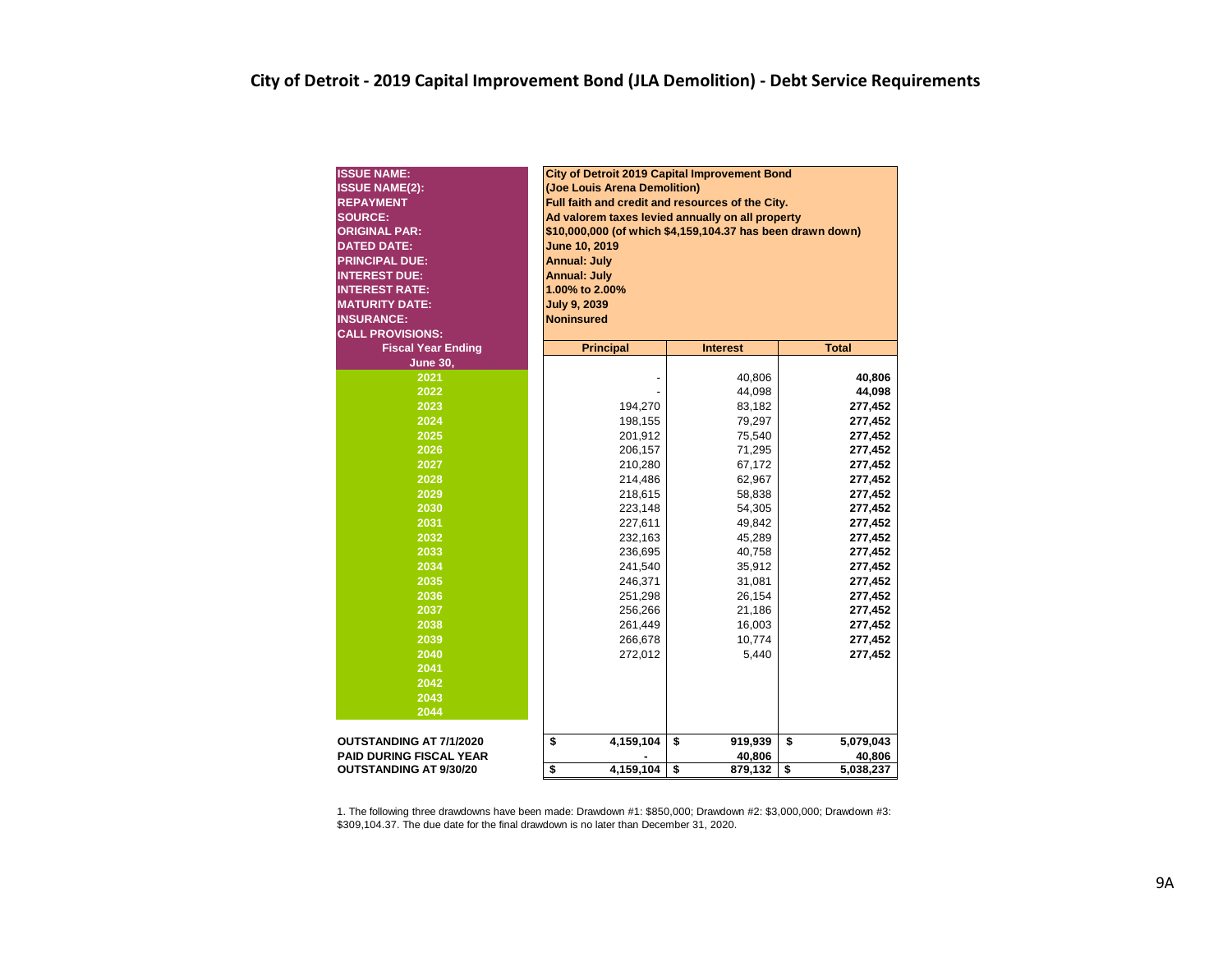# City of Detroit - 2019 Capital Improvement Bond (JLA Demolition) - Debt Service Requirements

| | |
|---|---|
| **ISSUE NAME:** | **City of Detroit 2019 Capital Improvement Bond** |
| **ISSUE NAME(2):** | **(Joe Louis Arena Demolition)** |
| **REPAYMENT** | **Full faith and credit and resources of the City.** |
| **SOURCE:** | **Ad valorem taxes levied annually on all property** |
| **ORIGINAL PAR:** | **$10,000,000 (of which $4,159,104.37 has been drawn down)** |
| **DATED DATE:** | **June 10, 2019** |
| **PRINCIPAL DUE:** | **Annual: July** |
| **INTEREST DUE:** | **Annual: July** |
| **INTEREST RATE:** | **1.00% to 2.00%** |
| **MATURITY DATE:** | **July 9, 2039** |
| **INSURANCE:** | **Noninsured** |
| **CALL PROVISIONS:** | |

| Fiscal Year Ending June 30, | Principal | Interest | Total |
|---|---|---|---|
| 2021 | - | 40,806 | **40,806** |
| 2022 | - | 44,098 | **44,098** |
| 2023 | 194,270 | 83,182 | **277,452** |
| 2024 | 198,155 | 79,297 | **277,452** |
| 2025 | 201,912 | 75,540 | **277,452** |
| 2026 | 206,157 | 71,295 | **277,452** |
| 2027 | 210,280 | 67,172 | **277,452** |
| 2028 | 214,486 | 62,967 | **277,452** |
| 2029 | 218,615 | 58,838 | **277,452** |
| 2030 | 223,148 | 54,305 | **277,452** |
| 2031 | 227,611 | 49,842 | **277,452** |
| 2032 | 232,163 | 45,289 | **277,452** |
| 2033 | 236,695 | 40,758 | **277,452** |
| 2034 | 241,540 | 35,912 | **277,452** |
| 2035 | 246,371 | 31,081 | **277,452** |
| 2036 | 251,298 | 26,154 | **277,452** |
| 2037 | 256,266 | 21,186 | **277,452** |
| 2038 | 261,449 | 16,003 | **277,452** |
| 2039 | 266,678 | 10,774 | **277,452** |
| 2040 | 272,012 | 5,440 | **277,452** |
| 2041 | | | |
| 2042 | | | |
| 2043 | | | |
| 2044 | | | |
| **OUTSTANDING AT 7/1/2020** | **$ 4,159,104** | **$ 919,939** | **$ 5,079,043** |
| **PAID DURING FISCAL YEAR** | **-** | **40,806** | **40,806** |
| **OUTSTANDING AT 9/30/20** | **$ 4,159,104** | **$ 879,132** | **$ 5,038,237** |

1. The following three drawdowns have been made: Drawdown #1: $850,000; Drawdown #2: $3,000,000; Drawdown #3: $309,104.37. The due date for the final drawdown is no later than December 31, 2020.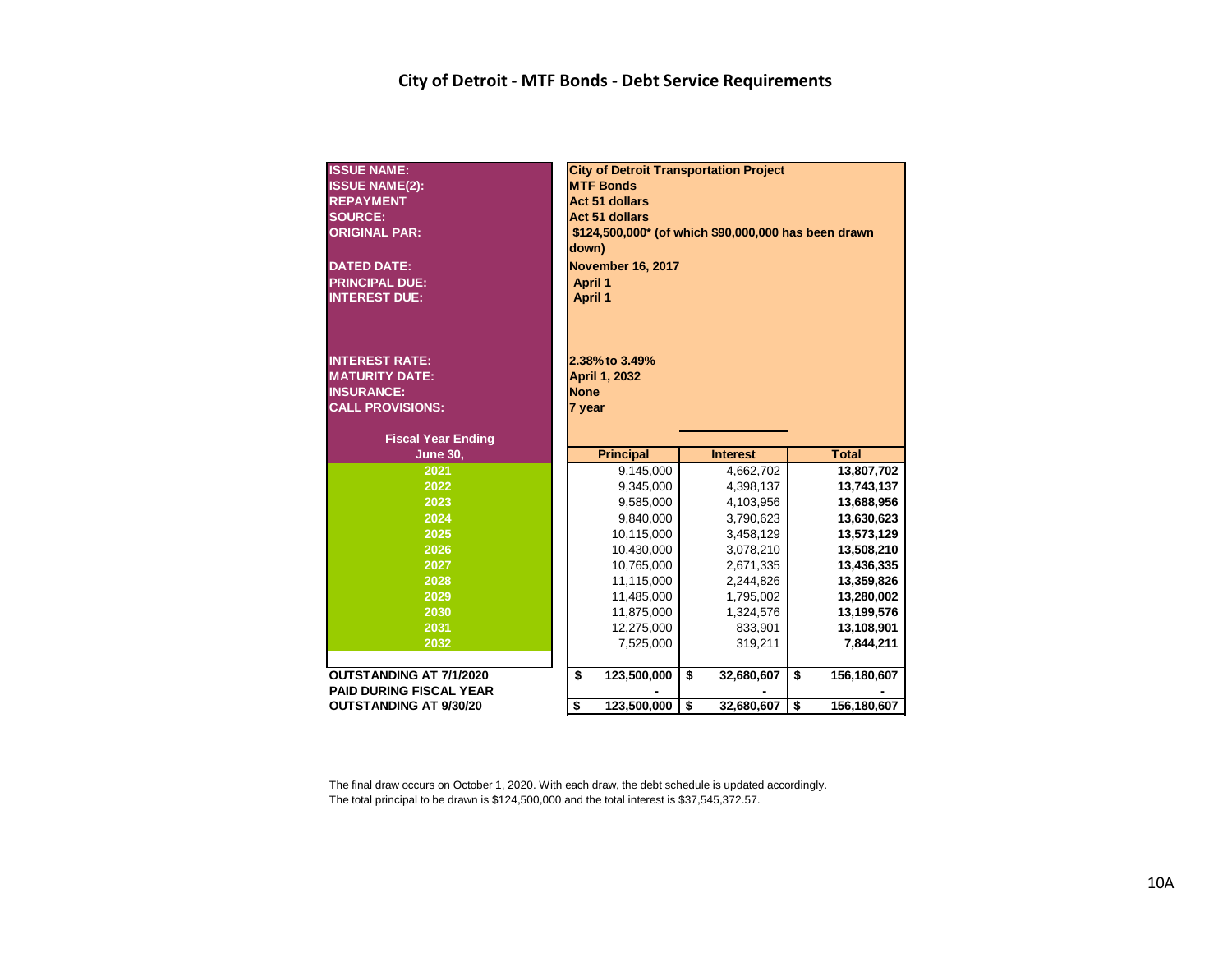# City of Detroit - MTF Bonds - Debt Service Requirements

| | |
|---|---|
| **ISSUE NAME:** | **City of Detroit Transportation Project** |
| **ISSUE NAME(2):** | **MTF Bonds** |
| **REPAYMENT** | **Act 51 dollars** |
| **SOURCE:** | **Act 51 dollars** |
| **ORIGINAL PAR:** | **$124,500,000* (of which $90,000,000 has been drawn down)** |
| **DATED DATE:** | **November 16, 2017** |
| **PRINCIPAL DUE:** | **April 1** |
| **INTEREST DUE:** | **April 1** |
| **INTEREST RATE:** | **2.38% to 3.49%** |
| **MATURITY DATE:** | **April 1, 2032** |
| **INSURANCE:** | **None** |
| **CALL PROVISIONS:** | **7 year** |

| Fiscal Year Ending June 30, | Principal | Interest | Total |
|---|---|---|---|
| 2021 | 9,145,000 | 4,662,702 | **13,807,702** |
| 2022 | 9,345,000 | 4,398,137 | **13,743,137** |
| 2023 | 9,585,000 | 4,103,956 | **13,688,956** |
| 2024 | 9,840,000 | 3,790,623 | **13,630,623** |
| 2025 | 10,115,000 | 3,458,129 | **13,573,129** |
| 2026 | 10,430,000 | 3,078,210 | **13,508,210** |
| 2027 | 10,765,000 | 2,671,335 | **13,436,335** |
| 2028 | 11,115,000 | 2,244,826 | **13,359,826** |
| 2029 | 11,485,000 | 1,795,002 | **13,280,002** |
| 2030 | 11,875,000 | 1,324,576 | **13,199,576** |
| 2031 | 12,275,000 | 833,901 | **13,108,901** |
| 2032 | 7,525,000 | 319,211 | **7,844,211** |
| **OUTSTANDING AT 7/1/2020** | **$ 123,500,000** | **$ 32,680,607** | **$ 156,180,607** |
| **PAID DURING FISCAL YEAR** | **-** | **-** | **-** |
| **OUTSTANDING AT 9/30/20** | **$ 123,500,000** | **$ 32,680,607** | **$ 156,180,607** |

The final draw occurs on October 1, 2020. With each draw, the debt schedule is updated accordingly.
The total principal to be drawn is $124,500,000 and the total interest is $37,545,372.57.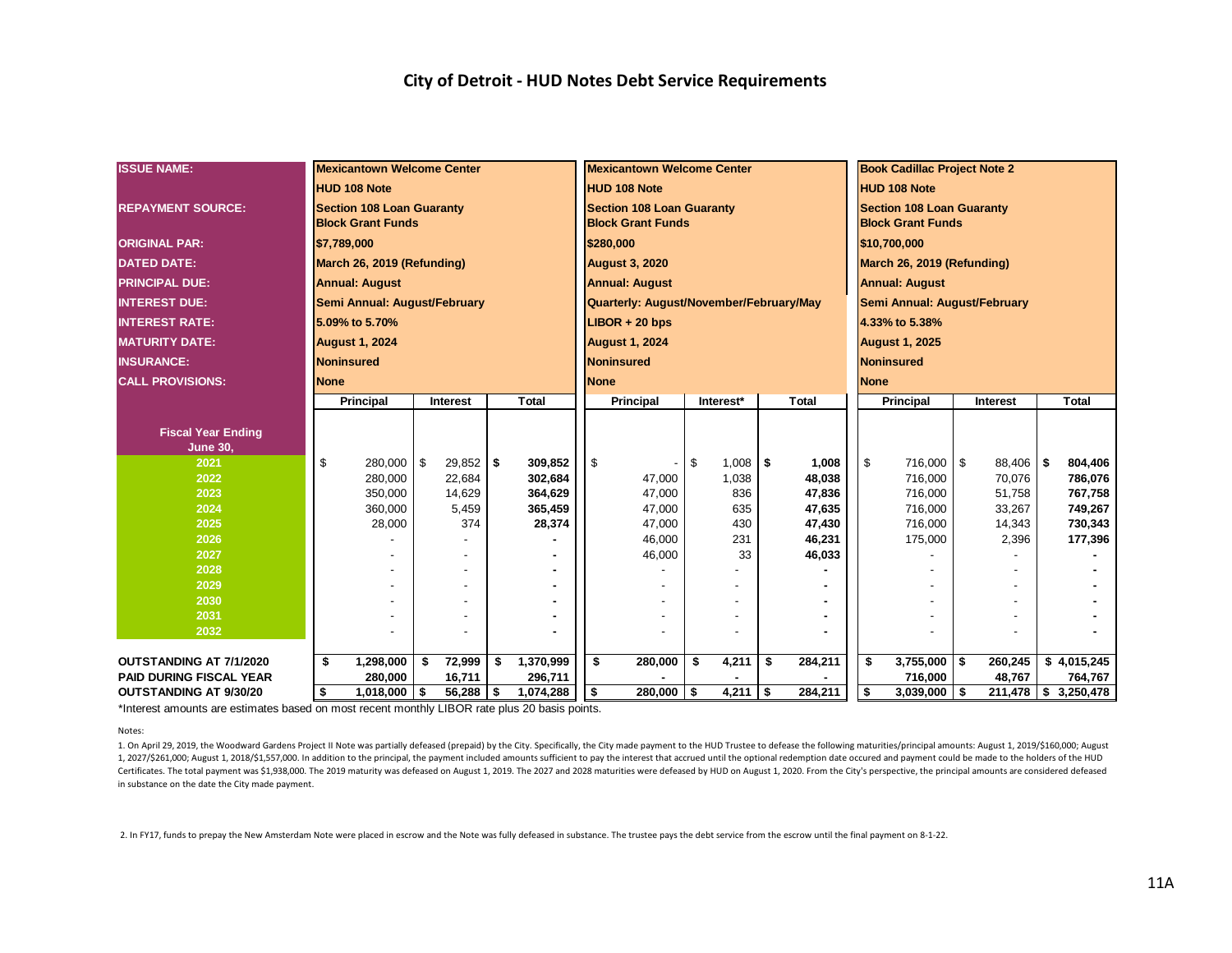# City of Detroit - HUD Notes Debt Service Requirements

| ISSUE NAME: | Mexicantown Welcome Center | | | Mexicantown Welcome Center | | | Book Cadillac Project Note 2 | | |
|---|---|---|---|---|---|---|---|---|---|
| | HUD 108 Note | | | HUD 108 Note | | | HUD 108 Note | | |
| REPAYMENT SOURCE: | Section 108 Loan Guaranty Block Grant Funds | | | Section 108 Loan Guaranty Block Grant Funds | | | Section 108 Loan Guaranty Block Grant Funds | | |
| ORIGINAL PAR: | $7,789,000 | | | $280,000 | | | $10,700,000 | | |
| DATED DATE: | March 26, 2019 (Refunding) | | | August 3, 2020 | | | March 26, 2019 (Refunding) | | |
| PRINCIPAL DUE: | Annual: August | | | Annual: August | | | Annual: August | | |
| INTEREST DUE: | Semi Annual: August/February | | | Quarterly: August/November/February/May | | | Semi Annual: August/February | | |
| INTEREST RATE: | 5.09% to 5.70% | | | LIBOR + 20 bps | | | 4.33% to 5.38% | | |
| MATURITY DATE: | August 1, 2024 | | | August 1, 2024 | | | August 1, 2025 | | |
| INSURANCE: | Noninsured | | | Noninsured | | | Noninsured | | |
| CALL PROVISIONS: | None | | | None | | | None | | |
| **Fiscal Year Ending June 30,** | **Principal** | **Interest** | **Total** | **Principal** | **Interest*** | **Total** | **Principal** | **Interest** | **Total** |
| 2021 | $ 280,000 | $ 29,852 | $ 309,852 | $ - | $ 1,008 | $ 1,008 | $ 716,000 | $ 88,406 | $ 804,406 |
| 2022 | 280,000 | 22,684 | 302,684 | 47,000 | 1,038 | 48,038 | 716,000 | 70,076 | 786,076 |
| 2023 | 350,000 | 14,629 | 364,629 | 47,000 | 836 | 47,836 | 716,000 | 51,758 | 767,758 |
| 2024 | 360,000 | 5,459 | 365,459 | 47,000 | 635 | 47,635 | 716,000 | 33,267 | 749,267 |
| 2025 | 28,000 | 374 | 28,374 | 47,000 | 430 | 47,430 | 716,000 | 14,343 | 730,343 |
| 2026 | - | - | - | 46,000 | 231 | 46,231 | 175,000 | 2,396 | 177,396 |
| 2027 | - | - | - | 46,000 | 33 | 46,033 | - | - | - |
| 2028 | - | - | - | - | - | - | - | - | - |
| 2029 | - | - | - | - | - | - | - | - | - |
| 2030 | - | - | - | - | - | - | - | - | - |
| 2031 | - | - | - | - | - | - | - | - | - |
| 2032 | - | - | - | - | - | - | - | - | - |
| **OUTSTANDING AT 7/1/2020** | $ 1,298,000 | $ 72,999 | $ 1,370,999 | $ 280,000 | $ 4,211 | $ 284,211 | $ 3,755,000 | $ 260,245 | $ 4,015,245 |
| **PAID DURING FISCAL YEAR** | 280,000 | 16,711 | 296,711 | - | - | - | 716,000 | 48,767 | 764,767 |
| **OUTSTANDING AT 9/30/20** | $ 1,018,000 | $ 56,288 | $ 1,074,288 | $ 280,000 | $ 4,211 | $ 284,211 | $ 3,039,000 | $ 211,478 | $ 3,250,478 |

*Interest amounts are estimates based on most recent monthly LIBOR rate plus 20 basis points.

Notes:

1. On April 29, 2019, the Woodward Gardens Project II Note was partially defeased (prepaid) by the City. Specifically, the City made payment to the HUD Trustee to defease the following maturities/principal amounts: August 1, 2019/$160,000; August 1, 2027/$261,000; August 1, 2018/$1,557,000. In addition to the principal, the payment included amounts sufficient to pay the interest that accrued until the optional redemption date occured and payment could be made to the holders of the HUD Certificates. The total payment was $1,938,000. The 2019 maturity was defeased on August 1, 2019. The 2027 and 2028 maturities were defeased by HUD on August 1, 2020. From the City's perspective, the principal amounts are considered defeased in substance on the date the City made payment.

2. In FY17, funds to prepay the New Amsterdam Note were placed in escrow and the Note was fully defeased in substance. The trustee pays the debt service from the escrow until the final payment on 8-1-22.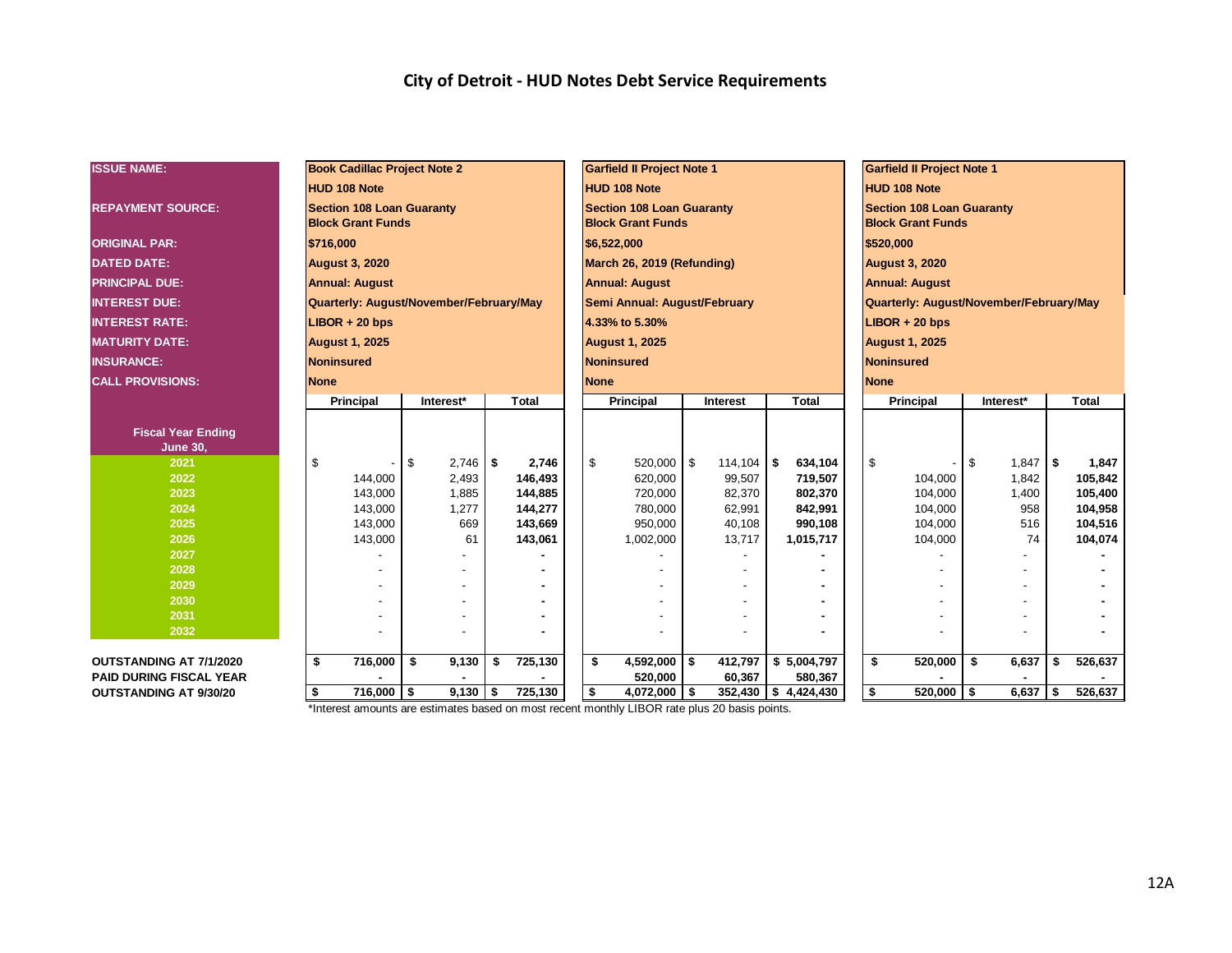## City of Detroit - HUD Notes Debt Service Requirements

| ISSUE NAME: | Book Cadillac Project Note 2 | | | Garfield II Project Note 1 | | | Garfield II Project Note 1 | | |
|---|---|---|---|---|---|---|---|---|---|
| | HUD 108 Note | | | HUD 108 Note | | | HUD 108 Note | | |
| REPAYMENT SOURCE: | Section 108 Loan Guaranty Block Grant Funds | | | Section 108 Loan Guaranty Block Grant Funds | | | Section 108 Loan Guaranty Block Grant Funds | | |
| ORIGINAL PAR: | $716,000 | | | $6,522,000 | | | $520,000 | | |
| DATED DATE: | August 3, 2020 | | | March 26, 2019 (Refunding) | | | August 3, 2020 | | |
| PRINCIPAL DUE: | Annual: August | | | Annual: August | | | Annual: August | | |
| INTEREST DUE: | Quarterly: August/November/February/May | | | Semi Annual: August/February | | | Quarterly: August/November/February/May | | |
| INTEREST RATE: | LIBOR + 20 bps | | | 4.33% to 5.30% | | | LIBOR + 20 bps | | |
| MATURITY DATE: | August 1, 2025 | | | August 1, 2025 | | | August 1, 2025 | | |
| INSURANCE: | Noninsured | | | Noninsured | | | Noninsured | | |
| CALL PROVISIONS: | None | | | None | | | None | | |
| Fiscal Year Ending June 30, | Principal | Interest* | Total | Principal | Interest | Total | Principal | Interest* | Total |
| 2021 | $ - | $ 2,746 | $ 2,746 | $ 520,000 | $ 114,104 | $ 634,104 | $ - | $ 1,847 | $ 1,847 |
| 2022 | 144,000 | 2,493 | 146,493 | 620,000 | 99,507 | 719,507 | 104,000 | 1,842 | 105,842 |
| 2023 | 143,000 | 1,885 | 144,885 | 720,000 | 82,370 | 802,370 | 104,000 | 1,400 | 105,400 |
| 2024 | 143,000 | 1,277 | 144,277 | 780,000 | 62,991 | 842,991 | 104,000 | 958 | 104,958 |
| 2025 | 143,000 | 669 | 143,669 | 950,000 | 40,108 | 990,108 | 104,000 | 516 | 104,516 |
| 2026 | 143,000 | 61 | 143,061 | 1,002,000 | 13,717 | 1,015,717 | 104,000 | 74 | 104,074 |
| 2027 | - | - | - | - | - | - | - | - | - |
| 2028 | - | - | - | - | - | - | - | - | - |
| 2029 | - | - | - | - | - | - | - | - | - |
| 2030 | - | - | - | - | - | - | - | - | - |
| 2031 | - | - | - | - | - | - | - | - | - |
| 2032 | - | - | - | - | - | - | - | - | - |
| OUTSTANDING AT 7/1/2020 | $ 716,000 | $ 9,130 | $ 725,130 | $ 4,592,000 | $ 412,797 | $ 5,004,797 | $ 520,000 | $ 6,637 | $ 526,637 |
| PAID DURING FISCAL YEAR | - | - | - | 520,000 | 60,367 | 580,367 | - | - | - |
| OUTSTANDING AT 9/30/20 | $ 716,000 | $ 9,130 | $ 725,130 | $ 4,072,000 | $ 352,430 | $ 4,424,430 | $ 520,000 | $ 6,637 | $ 526,637 |

*Interest amounts are estimates based on most recent monthly LIBOR rate plus 20 basis points.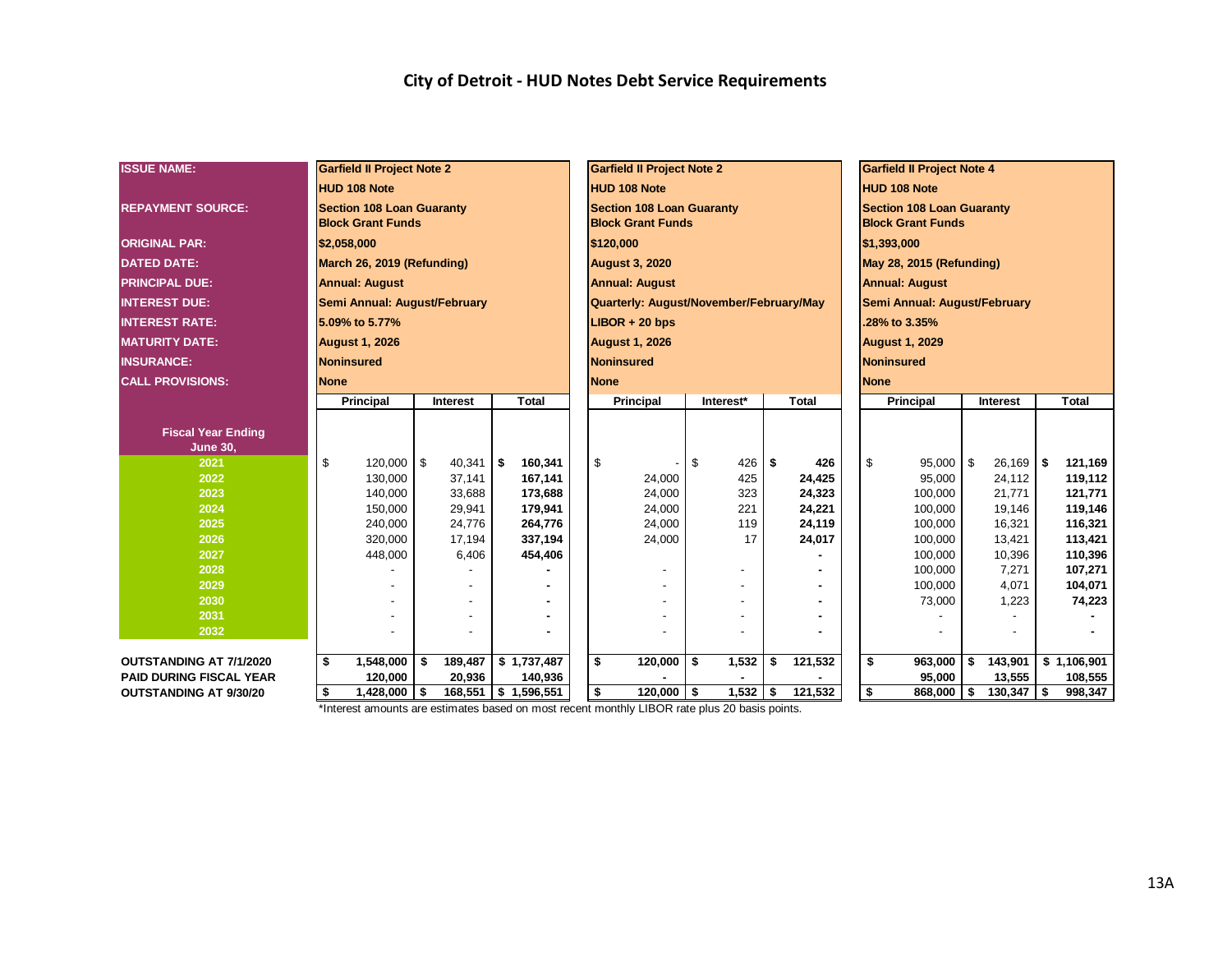## City of Detroit - HUD Notes Debt Service Requirements

| ISSUE NAME: | Garfield II Project Note 2 | | | Garfield II Project Note 2 | | | Garfield II Project Note 4 | | |
|---|---|---|---|---|---|---|---|---|---|
| | HUD 108 Note | | | HUD 108 Note | | | HUD 108 Note | | |
| REPAYMENT SOURCE: | Section 108 Loan Guaranty Block Grant Funds | | | Section 108 Loan Guaranty Block Grant Funds | | | Section 108 Loan Guaranty Block Grant Funds | | |
| ORIGINAL PAR: | $2,058,000 | | | $120,000 | | | $1,393,000 | | |
| DATED DATE: | March 26, 2019 (Refunding) | | | August 3, 2020 | | | May 28, 2015 (Refunding) | | |
| PRINCIPAL DUE: | Annual: August | | | Annual: August | | | Annual: August | | |
| INTEREST DUE: | Semi Annual: August/February | | | Quarterly: August/November/February/May | | | Semi Annual: August/February | | |
| INTEREST RATE: | 5.09% to 5.77% | | | LIBOR + 20 bps | | | .28% to 3.35% | | |
| MATURITY DATE: | August 1, 2026 | | | August 1, 2026 | | | August 1, 2029 | | |
| INSURANCE: | Noninsured | | | Noninsured | | | Noninsured | | |
| CALL PROVISIONS: | None | | | None | | | None | | |
| **Fiscal Year Ending June 30,** | **Principal** | **Interest** | **Total** | **Principal** | **Interest*** | **Total** | **Principal** | **Interest** | **Total** |
| 2021 | $ 120,000 | $ 40,341 | $ 160,341 | $ - | $ 426 | $ 426 | $ 95,000 | $ 26,169 | $ 121,169 |
| 2022 | 130,000 | 37,141 | 167,141 | 24,000 | 425 | 24,425 | 95,000 | 24,112 | 119,112 |
| 2023 | 140,000 | 33,688 | 173,688 | 24,000 | 323 | 24,323 | 100,000 | 21,771 | 121,771 |
| 2024 | 150,000 | 29,941 | 179,941 | 24,000 | 221 | 24,221 | 100,000 | 19,146 | 119,146 |
| 2025 | 240,000 | 24,776 | 264,776 | 24,000 | 119 | 24,119 | 100,000 | 16,321 | 116,321 |
| 2026 | 320,000 | 17,194 | 337,194 | 24,000 | 17 | 24,017 | 100,000 | 13,421 | 113,421 |
| 2027 | 448,000 | 6,406 | 454,406 | | | - | 100,000 | 10,396 | 110,396 |
| 2028 | - | - | - | - | - | - | 100,000 | 7,271 | 107,271 |
| 2029 | - | - | - | - | - | - | 100,000 | 4,071 | 104,071 |
| 2030 | - | - | - | - | - | - | 73,000 | 1,223 | 74,223 |
| 2031 | - | - | - | - | - | - | - | - | - |
| 2032 | - | - | - | - | - | - | - | - | - |
| **OUTSTANDING AT 7/1/2020** | $ 1,548,000 | $ 189,487 | $ 1,737,487 | $ 120,000 | $ 1,532 | $ 121,532 | $ 963,000 | $ 143,901 | $ 1,106,901 |
| **PAID DURING FISCAL YEAR** | 120,000 | 20,936 | 140,936 | - | - | - | 95,000 | 13,555 | 108,555 |
| **OUTSTANDING AT 9/30/20** | $ 1,428,000 | $ 168,551 | $ 1,596,551 | $ 120,000 | $ 1,532 | $ 121,532 | $ 868,000 | $ 130,347 | $ 998,347 |

*Interest amounts are estimates based on most recent monthly LIBOR rate plus 20 basis points.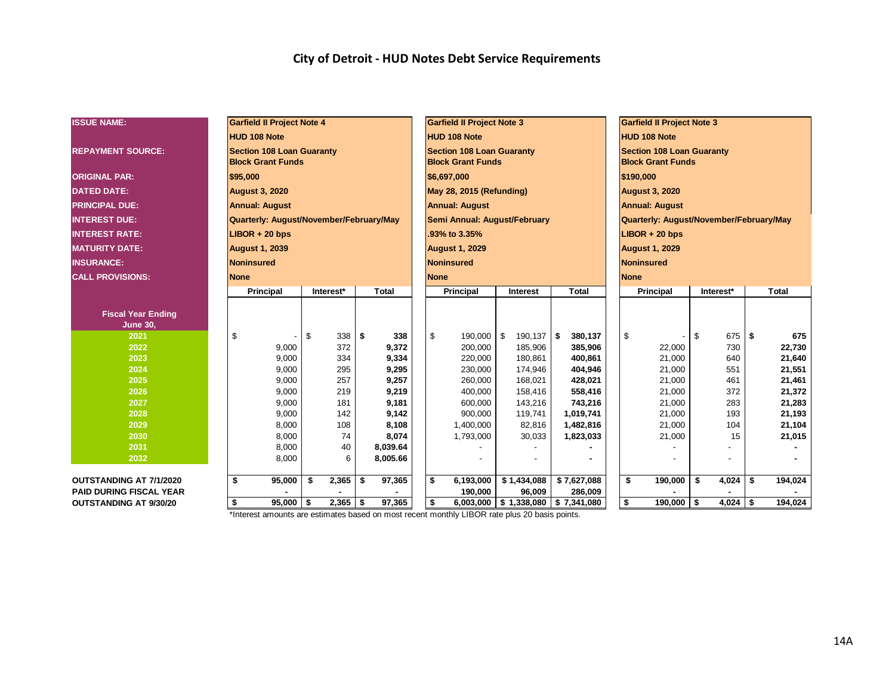# City of Detroit - HUD Notes Debt Service Requirements

| ISSUE NAME: | Garfield II Project Note 4 | | | Garfield II Project Note 3 | | | Garfield II Project Note 3 | | |
|---|---|---|---|---|---|---|---|---|---|
| | HUD 108 Note | | | HUD 108 Note | | | HUD 108 Note | | |
| REPAYMENT SOURCE: | Section 108 Loan Guaranty Block Grant Funds | | | Section 108 Loan Guaranty Block Grant Funds | | | Section 108 Loan Guaranty Block Grant Funds | | |
| ORIGINAL PAR: | $95,000 | | | $6,697,000 | | | $190,000 | | |
| DATED DATE: | August 3, 2020 | | | May 28, 2015 (Refunding) | | | August 3, 2020 | | |
| PRINCIPAL DUE: | Annual: August | | | Annual: August | | | Annual: August | | |
| INTEREST DUE: | Quarterly: August/November/February/May | | | Semi Annual: August/February | | | Quarterly: August/November/February/May | | |
| INTEREST RATE: | LIBOR + 20 bps | | | .93% to 3.35% | | | LIBOR + 20 bps | | |
| MATURITY DATE: | August 1, 2039 | | | August 1, 2029 | | | August 1, 2029 | | |
| INSURANCE: | Noninsured | | | Noninsured | | | Noninsured | | |
| CALL PROVISIONS: | None | | | None | | | None | | |
| **Fiscal Year Ending June 30,** | **Principal** | **Interest*** | **Total** | **Principal** | **Interest** | **Total** | **Principal** | **Interest*** | **Total** |
| 2021 | $ - | $ 338 | $ 338 | $ 190,000 | $ 190,137 | $ 380,137 | $ - | $ 675 | $ 675 |
| 2022 | 9,000 | 372 | 9,372 | 200,000 | 185,906 | 385,906 | 22,000 | 730 | 22,730 |
| 2023 | 9,000 | 334 | 9,334 | 220,000 | 180,861 | 400,861 | 21,000 | 640 | 21,640 |
| 2024 | 9,000 | 295 | 9,295 | 230,000 | 174,946 | 404,946 | 21,000 | 551 | 21,551 |
| 2025 | 9,000 | 257 | 9,257 | 260,000 | 168,021 | 428,021 | 21,000 | 461 | 21,461 |
| 2026 | 9,000 | 219 | 9,219 | 400,000 | 158,416 | 558,416 | 21,000 | 372 | 21,372 |
| 2027 | 9,000 | 181 | 9,181 | 600,000 | 143,216 | 743,216 | 21,000 | 283 | 21,283 |
| 2028 | 9,000 | 142 | 9,142 | 900,000 | 119,741 | 1,019,741 | 21,000 | 193 | 21,193 |
| 2029 | 8,000 | 108 | 8,108 | 1,400,000 | 82,816 | 1,482,816 | 21,000 | 104 | 21,104 |
| 2030 | 8,000 | 74 | 8,074 | 1,793,000 | 30,033 | 1,823,033 | 21,000 | 15 | 21,015 |
| 2031 | 8,000 | 40 | 8,039.64 | - | - | - | - | - | - |
| 2032 | 8,000 | 6 | 8,005.66 | - | - | - | - | - | - |
| **OUTSTANDING AT 7/1/2020** | $ 95,000 | $ 2,365 | $ 97,365 | $ 6,193,000 | $ 1,434,088 | $ 7,627,088 | $ 190,000 | $ 4,024 | $ 194,024 |
| **PAID DURING FISCAL YEAR** | - | - | - | 190,000 | 96,009 | 286,009 | - | - | - |
| **OUTSTANDING AT 9/30/20** | $ 95,000 | $ 2,365 | $ 97,365 | $ 6,003,000 | $ 1,338,080 | $ 7,341,080 | $ 190,000 | $ 4,024 | $ 194,024 |

*Interest amounts are estimates based on most recent monthly LIBOR rate plus 20 basis points.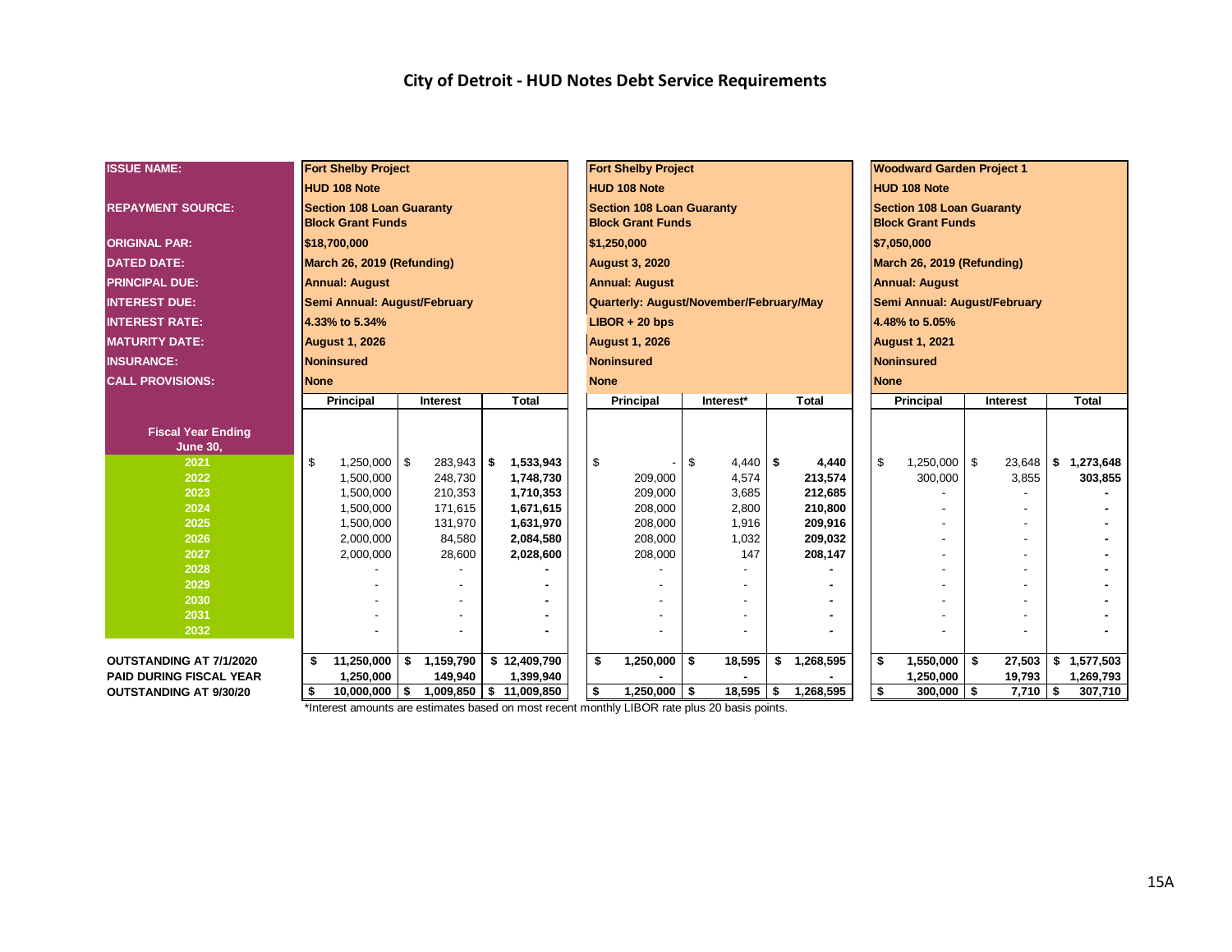# City of Detroit - HUD Notes Debt Service Requirements

| ISSUE NAME: | Fort Shelby Project | | | Fort Shelby Project | | | Woodward Garden Project 1 | | |
|---|---|---|---|---|---|---|---|---|---|
| | HUD 108 Note | | | HUD 108 Note | | | HUD 108 Note | | |
| REPAYMENT SOURCE: | Section 108 Loan Guaranty Block Grant Funds | | | Section 108 Loan Guaranty Block Grant Funds | | | Section 108 Loan Guaranty Block Grant Funds | | |
| ORIGINAL PAR: | $18,700,000 | | | $1,250,000 | | | $7,050,000 | | |
| DATED DATE: | March 26, 2019 (Refunding) | | | August 3, 2020 | | | March 26, 2019 (Refunding) | | |
| PRINCIPAL DUE: | Annual: August | | | Annual: August | | | Annual: August | | |
| INTEREST DUE: | Semi Annual: August/February | | | Quarterly: August/November/February/May | | | Semi Annual: August/February | | |
| INTEREST RATE: | 4.33% to 5.34% | | | LIBOR + 20 bps | | | 4.48% to 5.05% | | |
| MATURITY DATE: | August 1, 2026 | | | August 1, 2026 | | | August 1, 2021 | | |
| INSURANCE: | Noninsured | | | Noninsured | | | Noninsured | | |
| CALL PROVISIONS: | None | | | None | | | None | | |
| **Fiscal Year Ending June 30,** | **Principal** | **Interest** | **Total** | **Principal** | **Interest*** | **Total** | **Principal** | **Interest** | **Total** |
| 2021 | $ 1,250,000 | $ 283,943 | $ 1,533,943 | $ - | $ 4,440 | $ 4,440 | $ 1,250,000 | $ 23,648 | $ 1,273,648 |
| 2022 | 1,500,000 | 248,730 | 1,748,730 | 209,000 | 4,574 | 213,574 | 300,000 | 3,855 | 303,855 |
| 2023 | 1,500,000 | 210,353 | 1,710,353 | 209,000 | 3,685 | 212,685 | - | - | - |
| 2024 | 1,500,000 | 171,615 | 1,671,615 | 208,000 | 2,800 | 210,800 | - | - | - |
| 2025 | 1,500,000 | 131,970 | 1,631,970 | 208,000 | 1,916 | 209,916 | - | - | - |
| 2026 | 2,000,000 | 84,580 | 2,084,580 | 208,000 | 1,032 | 209,032 | - | - | - |
| 2027 | 2,000,000 | 28,600 | 2,028,600 | 208,000 | 147 | 208,147 | - | - | - |
| 2028 | - | - | - | - | - | - | - | - | - |
| 2029 | - | - | - | - | - | - | - | - | - |
| 2030 | - | - | - | - | - | - | - | - | - |
| 2031 | - | - | - | - | - | - | - | - | - |
| 2032 | - | - | - | - | - | - | - | - | - |
| **OUTSTANDING AT 7/1/2020** | $ 11,250,000 | $ 1,159,790 | $ 12,409,790 | $ 1,250,000 | $ 18,595 | $ 1,268,595 | $ 1,550,000 | $ 27,503 | $ 1,577,503 |
| **PAID DURING FISCAL YEAR** | 1,250,000 | 149,940 | 1,399,940 | - | - | - | 1,250,000 | 19,793 | 1,269,793 |
| **OUTSTANDING AT 9/30/20** | $ 10,000,000 | $ 1,009,850 | $ 11,009,850 | $ 1,250,000 | $ 18,595 | $ 1,268,595 | $ 300,000 | $ 7,710 | $ 307,710 |

*Interest amounts are estimates based on most recent monthly LIBOR rate plus 20 basis points.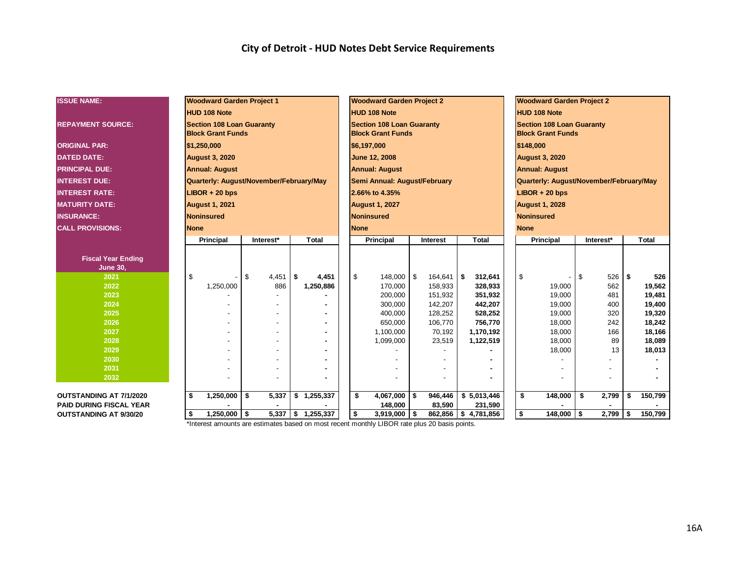# City of Detroit - HUD Notes Debt Service Requirements

| ISSUE NAME: | Woodward Garden Project 1 | | | Woodward Garden Project 2 | | | Woodward Garden Project 2 | | |
|---|---|---|---|---|---|---|---|---|---|
| | HUD 108 Note | | | HUD 108 Note | | | HUD 108 Note | | |
| REPAYMENT SOURCE: | Section 108 Loan Guaranty Block Grant Funds | | | Section 108 Loan Guaranty Block Grant Funds | | | Section 108 Loan Guaranty Block Grant Funds | | |
| ORIGINAL PAR: | $1,250,000 | | | $6,197,000 | | | $148,000 | | |
| DATED DATE: | August 3, 2020 | | | June 12, 2008 | | | August 3, 2020 | | |
| PRINCIPAL DUE: | Annual: August | | | Annual: August | | | Annual: August | | |
| INTEREST DUE: | Quarterly: August/November/February/May | | | Semi Annual: August/February | | | Quarterly: August/November/February/May | | |
| INTEREST RATE: | LIBOR + 20 bps | | | 2.66% to 4.35% | | | LIBOR + 20 bps | | |
| MATURITY DATE: | August 1, 2021 | | | August 1, 2027 | | | August 1, 2028 | | |
| INSURANCE: | Noninsured | | | Noninsured | | | Noninsured | | |
| CALL PROVISIONS: | None | | | None | | | None | | |
| **Fiscal Year Ending June 30,** | **Principal** | **Interest*** | **Total** | **Principal** | **Interest** | **Total** | **Principal** | **Interest*** | **Total** |
| 2021 | $ - | $ 4,451 | **$ 4,451** | $ 148,000 | $ 164,641 | **$ 312,641** | $ - | $ 526 | **$ 526** |
| 2022 | 1,250,000 | 886 | **1,250,886** | 170,000 | 158,933 | **328,933** | 19,000 | 562 | **19,562** |
| 2023 | - | - | **-** | 200,000 | 151,932 | **351,932** | 19,000 | 481 | **19,481** |
| 2024 | - | - | **-** | 300,000 | 142,207 | **442,207** | 19,000 | 400 | **19,400** |
| 2025 | - | - | **-** | 400,000 | 128,252 | **528,252** | 19,000 | 320 | **19,320** |
| 2026 | - | - | **-** | 650,000 | 106,770 | **756,770** | 18,000 | 242 | **18,242** |
| 2027 | - | - | **-** | 1,100,000 | 70,192 | **1,170,192** | 18,000 | 166 | **18,166** |
| 2028 | - | - | **-** | 1,099,000 | 23,519 | **1,122,519** | 18,000 | 89 | **18,089** |
| 2029 | - | - | **-** | - | - | **-** | 18,000 | 13 | **18,013** |
| 2030 | - | - | **-** | - | - | **-** | - | - | **-** |
| 2031 | - | - | **-** | - | - | **-** | - | - | **-** |
| 2032 | - | - | **-** | - | - | **-** | - | - | **-** |
| **OUTSTANDING AT 7/1/2020** | **$ 1,250,000** | **$ 5,337** | **$ 1,255,337** | **$ 4,067,000** | **$ 946,446** | **$ 5,013,446** | **$ 148,000** | **$ 2,799** | **$ 150,799** |
| **PAID DURING FISCAL YEAR** | **-** | **-** | **-** | **148,000** | **83,590** | **231,590** | **-** | **-** | **-** |
| **OUTSTANDING AT 9/30/20** | **$ 1,250,000** | **$ 5,337** | **$ 1,255,337** | **$ 3,919,000** | **$ 862,856** | **$ 4,781,856** | **$ 148,000** | **$ 2,799** | **$ 150,799** |

*Interest amounts are estimates based on most recent monthly LIBOR rate plus 20 basis points.

16A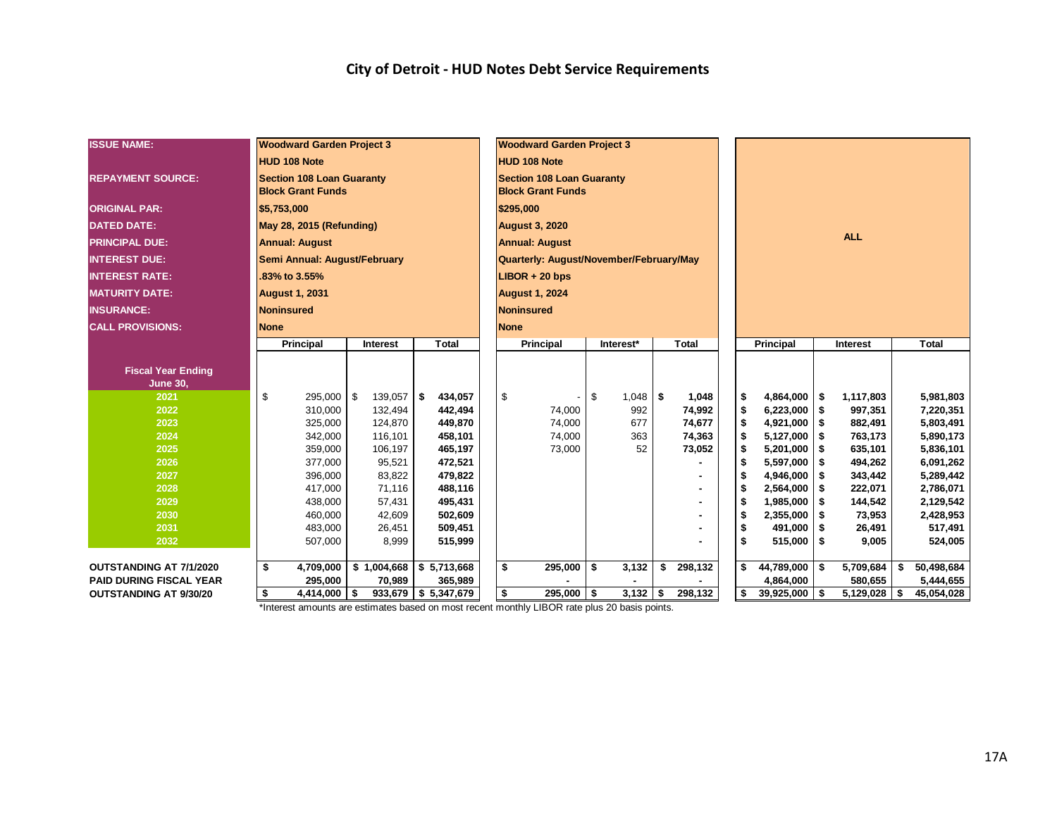# City of Detroit - HUD Notes Debt Service Requirements

| ISSUE NAME: | Woodward Garden Project 3 HUD 108 Note | | | Woodward Garden Project 3 HUD 108 Note | | | ALL | | |
|---|---|---|---|---|---|---|---|---|---|
| REPAYMENT SOURCE: | Section 108 Loan Guaranty Block Grant Funds | | | Section 108 Loan Guaranty Block Grant Funds | | | | | |
| ORIGINAL PAR: | $5,753,000 | | | $295,000 | | | | | |
| DATED DATE: | May 28, 2015 (Refunding) | | | August 3, 2020 | | | | | |
| PRINCIPAL DUE: | Annual: August | | | Annual: August | | | | | |
| INTEREST DUE: | Semi Annual: August/February | | | Quarterly: August/November/February/May | | | | | |
| INTEREST RATE: | .83% to 3.55% | | | LIBOR + 20 bps | | | | | |
| MATURITY DATE: | August 1, 2031 | | | August 1, 2024 | | | | | |
| INSURANCE: | Noninsured | | | Noninsured | | | | | |
| CALL PROVISIONS: | None | | | None | | | | | |
| **Fiscal Year Ending June 30,** | **Principal** | **Interest** | **Total** | **Principal** | **Interest*** | **Total** | **Principal** | **Interest** | **Total** |
| 2021 | $ 295,000 | $ 139,057 | $ 434,057 | $ - | $ 1,048 | $ 1,048 | $ 4,864,000 | $ 1,117,803 | 5,981,803 |
| 2022 | 310,000 | 132,494 | 442,494 | 74,000 | 992 | 74,992 | $ 6,223,000 | $ 997,351 | 7,220,351 |
| 2023 | 325,000 | 124,870 | 449,870 | 74,000 | 677 | 74,677 | $ 4,921,000 | $ 882,491 | 5,803,491 |
| 2024 | 342,000 | 116,101 | 458,101 | 74,000 | 363 | 74,363 | $ 5,127,000 | $ 763,173 | 5,890,173 |
| 2025 | 359,000 | 106,197 | 465,197 | 73,000 | 52 | 73,052 | $ 5,201,000 | $ 635,101 | 5,836,101 |
| 2026 | 377,000 | 95,521 | 472,521 | | | - | $ 5,597,000 | $ 494,262 | 6,091,262 |
| 2027 | 396,000 | 83,822 | 479,822 | | | - | $ 4,946,000 | $ 343,442 | 5,289,442 |
| 2028 | 417,000 | 71,116 | 488,116 | | | - | $ 2,564,000 | $ 222,071 | 2,786,071 |
| 2029 | 438,000 | 57,431 | 495,431 | | | - | $ 1,985,000 | $ 144,542 | 2,129,542 |
| 2030 | 460,000 | 42,609 | 502,609 | | | - | $ 2,355,000 | $ 73,953 | 2,428,953 |
| 2031 | 483,000 | 26,451 | 509,451 | | | - | $ 491,000 | $ 26,491 | 517,491 |
| 2032 | 507,000 | 8,999 | 515,999 | | | - | $ 515,000 | $ 9,005 | 524,005 |
| OUTSTANDING AT 7/1/2020 | $ 4,709,000 | $ 1,004,668 | $ 5,713,668 | $ 295,000 | $ 3,132 | $ 298,132 | $ 44,789,000 | $ 5,709,684 | $ 50,498,684 |
| PAID DURING FISCAL YEAR | 295,000 | 70,989 | 365,989 | - | - | - | 4,864,000 | 580,655 | 5,444,655 |
| OUTSTANDING AT 9/30/20 | $ 4,414,000 | $ 933,679 | $ 5,347,679 | $ 295,000 | $ 3,132 | $ 298,132 | $ 39,925,000 | $ 5,129,028 | $ 45,054,028 |

*Interest amounts are estimates based on most recent monthly LIBOR rate plus 20 basis points.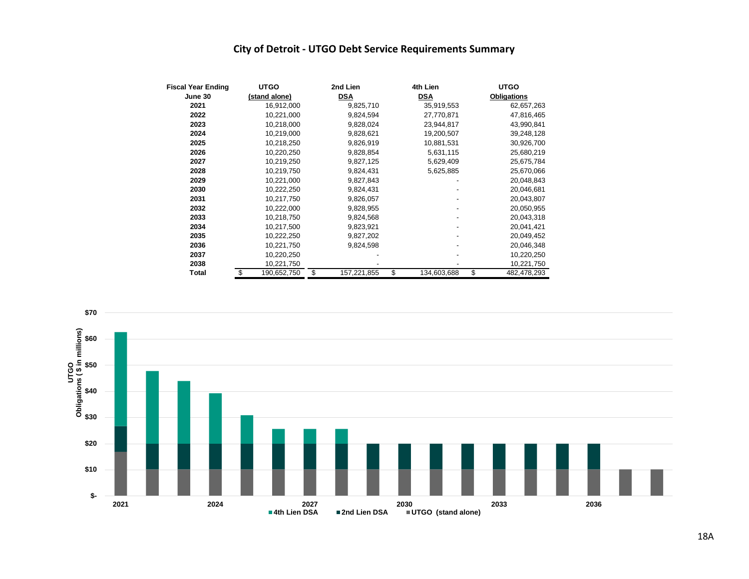# City of Detroit - UTGO Debt Service Requirements Summary

| Fiscal Year Ending June 30 | UTGO (stand alone) | 2nd Lien DSA | 4th Lien DSA | UTGO Obligations |
|---|---|---|---|---|
| 2021 | 16,912,000 | 9,825,710 | 35,919,553 | 62,657,263 |
| 2022 | 10,221,000 | 9,824,594 | 27,770,871 | 47,816,465 |
| 2023 | 10,218,000 | 9,828,024 | 23,944,817 | 43,990,841 |
| 2024 | 10,219,000 | 9,828,621 | 19,200,507 | 39,248,128 |
| 2025 | 10,218,250 | 9,826,919 | 10,881,531 | 30,926,700 |
| 2026 | 10,220,250 | 9,828,854 | 5,631,115 | 25,680,219 |
| 2027 | 10,219,250 | 9,827,125 | 5,629,409 | 25,675,784 |
| 2028 | 10,219,750 | 9,824,431 | 5,625,885 | 25,670,066 |
| 2029 | 10,221,000 | 9,827,843 | - | 20,048,843 |
| 2030 | 10,222,250 | 9,824,431 | - | 20,046,681 |
| 2031 | 10,217,750 | 9,826,057 | - | 20,043,807 |
| 2032 | 10,222,000 | 9,828,955 | - | 20,050,955 |
| 2033 | 10,218,750 | 9,824,568 | - | 20,043,318 |
| 2034 | 10,217,500 | 9,823,921 | - | 20,041,421 |
| 2035 | 10,222,250 | 9,827,202 | - | 20,049,452 |
| 2036 | 10,221,750 | 9,824,598 | - | 20,046,348 |
| 2037 | 10,220,250 | - | - | 10,220,250 |
| 2038 | 10,221,750 | - | - | 10,221,750 |
| **Total** | $ 190,652,750 | $ 157,221,855 | $ 134,603,688 | $ 482,478,293 |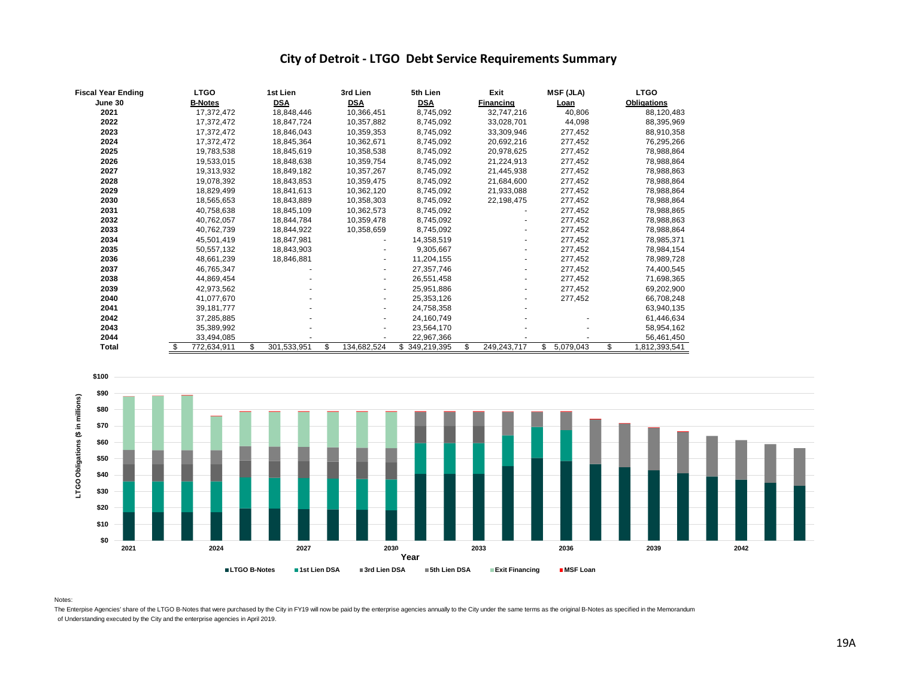# City of Detroit - LTGO Debt Service Requirements Summary

| Fiscal Year Ending June 30 | LTGO B-Notes | 1st Lien DSA | 3rd Lien DSA | 5th Lien DSA | Exit Financing | MSF (JLA) Loan | LTGO Obligations |
|---|---|---|---|---|---|---|---|
| 2021 | 17,372,472 | 18,848,446 | 10,366,451 | 8,745,092 | 32,747,216 | 40,806 | 88,120,483 |
| 2022 | 17,372,472 | 18,847,724 | 10,357,882 | 8,745,092 | 33,028,701 | 44,098 | 88,395,969 |
| 2023 | 17,372,472 | 18,846,043 | 10,359,353 | 8,745,092 | 33,309,946 | 277,452 | 88,910,358 |
| 2024 | 17,372,472 | 18,845,364 | 10,362,671 | 8,745,092 | 20,692,216 | 277,452 | 76,295,266 |
| 2025 | 19,783,538 | 18,845,619 | 10,358,538 | 8,745,092 | 20,978,625 | 277,452 | 78,988,864 |
| 2026 | 19,533,015 | 18,848,638 | 10,359,754 | 8,745,092 | 21,224,913 | 277,452 | 78,988,864 |
| 2027 | 19,313,932 | 18,849,182 | 10,357,267 | 8,745,092 | 21,445,938 | 277,452 | 78,988,863 |
| 2028 | 19,078,392 | 18,843,853 | 10,359,475 | 8,745,092 | 21,684,600 | 277,452 | 78,988,864 |
| 2029 | 18,829,499 | 18,841,613 | 10,362,120 | 8,745,092 | 21,933,088 | 277,452 | 78,988,864 |
| 2030 | 18,565,653 | 18,843,889 | 10,358,303 | 8,745,092 | 22,198,475 | 277,452 | 78,988,864 |
| 2031 | 40,758,638 | 18,845,109 | 10,362,573 | 8,745,092 | - | 277,452 | 78,988,865 |
| 2032 | 40,762,057 | 18,844,784 | 10,359,478 | 8,745,092 | - | 277,452 | 78,988,863 |
| 2033 | 40,762,739 | 18,844,922 | 10,358,659 | 8,745,092 | - | 277,452 | 78,988,864 |
| 2034 | 45,501,419 | 18,847,981 | - | 14,358,519 | - | 277,452 | 78,985,371 |
| 2035 | 50,557,132 | 18,843,903 | - | 9,305,667 | - | 277,452 | 78,984,154 |
| 2036 | 48,661,239 | 18,846,881 | - | 11,204,155 | - | 277,452 | 78,989,728 |
| 2037 | 46,765,347 | - | - | 27,357,746 | - | 277,452 | 74,400,545 |
| 2038 | 44,869,454 | - | - | 26,551,458 | - | 277,452 | 71,698,365 |
| 2039 | 42,973,562 | - | - | 25,951,886 | - | 277,452 | 69,202,900 |
| 2040 | 41,077,670 | - | - | 25,353,126 | - | 277,452 | 66,708,248 |
| 2041 | 39,181,777 | - | - | 24,758,358 | - | | 63,940,135 |
| 2042 | 37,285,885 | - | - | 24,160,749 | - | - | 61,446,634 |
| 2043 | 35,389,992 | - | - | 23,564,170 | - | - | 58,954,162 |
| 2044 | 33,494,085 | - | - | 22,967,366 | - | - | 56,461,450 |
| **Total** | $ 772,634,911 | $ 301,533,951 | $ 134,682,524 | $ 349,219,395 | $ 249,243,717 | $ 5,079,043 | $ 1,812,393,541 |

LTGO Obligations ($ in millions)

$100
$90
$80
$70
$60
$50
$40
$30
$20
$10
$0

2021 2024 2027 2030 2033 2036 2039 2042

Year

LTGO B-Notes | 1st Lien DSA | 3rd Lien DSA | 5th Lien DSA | Exit Financing | MSF Loan

Notes:

The Enterprise Agencies' share of the LTGO B-Notes that were purchased by the City in FY19 will now be paid by the enterprise agencies annually to the City under the same terms as the original B-Notes as specified in the Memorandum of Understanding executed by the City and the enterprise agencies in April 2019.